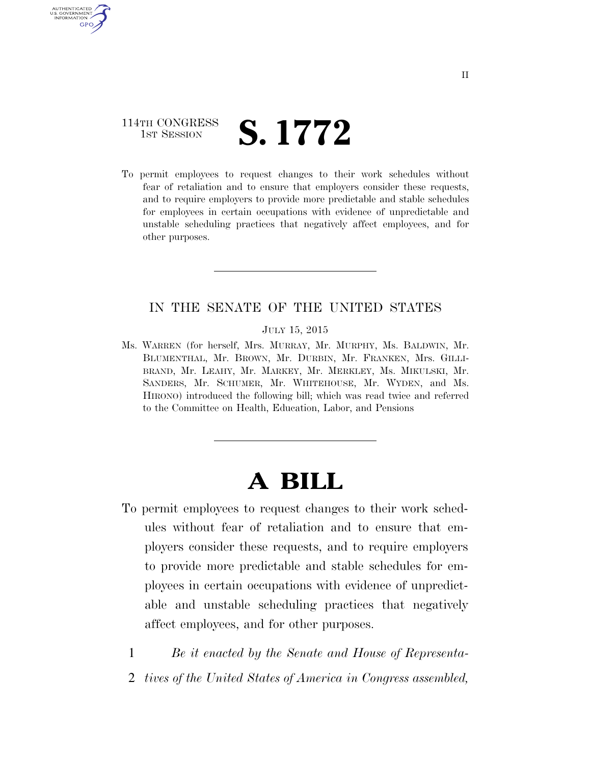114TH CONGRESS
1ST SESSION

# S. 1772

To permit employees to request changes to their work schedules without fear of retaliation and to ensure that employers consider these requests, and to require employers to provide more predictable and stable schedules for employees in certain occupations with evidence of unpredictable and unstable scheduling practices that negatively affect employees, and for other purposes.

---

IN THE SENATE OF THE UNITED STATES

JULY 15, 2015

Ms. WARREN (for herself, Mrs. MURRAY, Mr. MURPHY, Ms. BALDWIN, Mr. BLUMENTHAL, Mr. BROWN, Mr. DURBIN, Mr. FRANKEN, Mrs. GILLIBRAND, Mr. LEAHY, Mr. MARKEY, Mr. MERKLEY, Ms. MIKULSKI, Mr. SANDERS, Mr. SCHUMER, Mr. WHITEHOUSE, Mr. WYDEN, and Ms. HIRONO) introduced the following bill; which was read twice and referred to the Committee on Health, Education, Labor, and Pensions

---

# A BILL

To permit employees to request changes to their work schedules without fear of retaliation and to ensure that employers consider these requests, and to require employers to provide more predictable and stable schedules for employees in certain occupations with evidence of unpredictable and unstable scheduling practices that negatively affect employees, and for other purposes.

1 *Be it enacted by the Senate and House of Representa-*
2 *tives of the United States of America in Congress assembled,*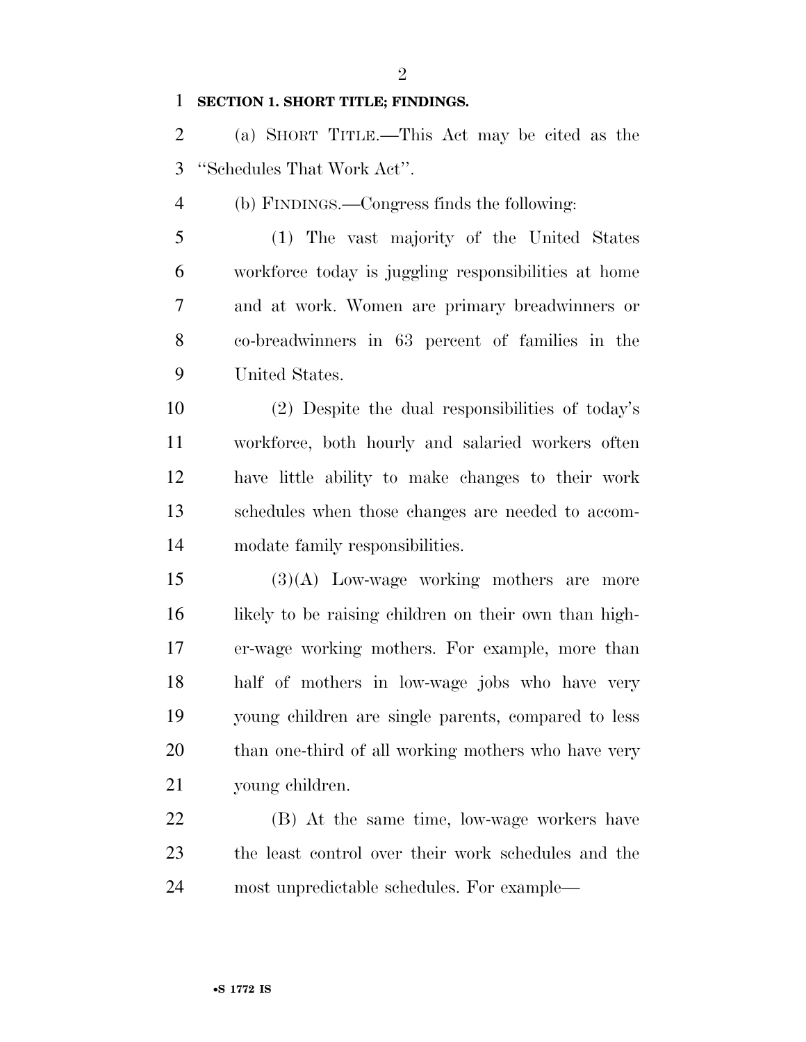**SECTION 1. SHORT TITLE; FINDINGS.**

(a) SHORT TITLE.—This Act may be cited as the "Schedules That Work Act".

(b) FINDINGS.—Congress finds the following:

(1) The vast majority of the United States workforce today is juggling responsibilities at home and at work. Women are primary breadwinners or co-breadwinners in 63 percent of families in the United States.

(2) Despite the dual responsibilities of today's workforce, both hourly and salaried workers often have little ability to make changes to their work schedules when those changes are needed to accommodate family responsibilities.

(3)(A) Low-wage working mothers are more likely to be raising children on their own than higher-wage working mothers. For example, more than half of mothers in low-wage jobs who have very young children are single parents, compared to less than one-third of all working mothers who have very young children.

(B) At the same time, low-wage workers have the least control over their work schedules and the most unpredictable schedules. For example—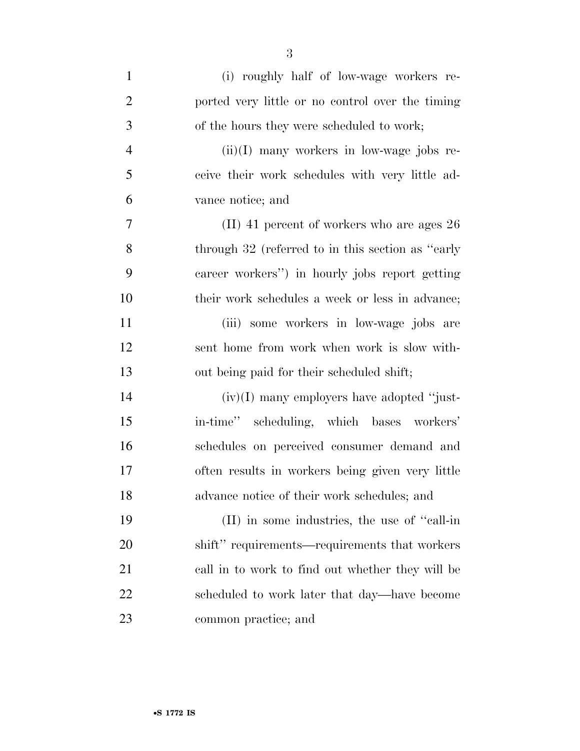(i) roughly half of low-wage workers reported very little or no control over the timing of the hours they were scheduled to work;

(ii)(I) many workers in low-wage jobs receive their work schedules with very little advance notice; and

(II) 41 percent of workers who are ages 26 through 32 (referred to in this section as "early career workers") in hourly jobs report getting their work schedules a week or less in advance;

(iii) some workers in low-wage jobs are sent home from work when work is slow without being paid for their scheduled shift;

(iv)(I) many employers have adopted "just-in-time" scheduling, which bases workers' schedules on perceived consumer demand and often results in workers being given very little advance notice of their work schedules; and

(II) in some industries, the use of "call-in shift" requirements—requirements that workers call in to work to find out whether they will be scheduled to work later that day—have become common practice; and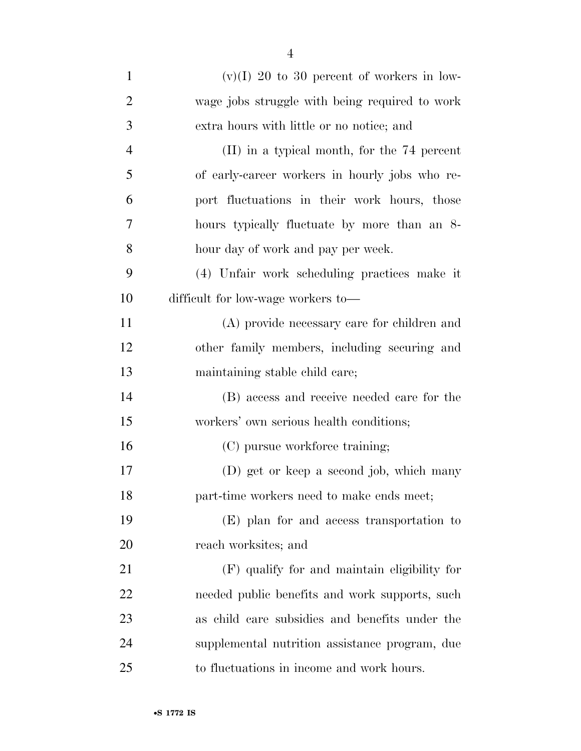(v)(I) 20 to 30 percent of workers in low-wage jobs struggle with being required to work extra hours with little or no notice; and

(II) in a typical month, for the 74 percent of early-career workers in hourly jobs who report fluctuations in their work hours, those hours typically fluctuate by more than an 8-hour day of work and pay per week.

(4) Unfair work scheduling practices make it difficult for low-wage workers to—

(A) provide necessary care for children and other family members, including securing and maintaining stable child care;

(B) access and receive needed care for the workers' own serious health conditions;

(C) pursue workforce training;

(D) get or keep a second job, which many part-time workers need to make ends meet;

(E) plan for and access transportation to reach worksites; and

(F) qualify for and maintain eligibility for needed public benefits and work supports, such as child care subsidies and benefits under the supplemental nutrition assistance program, due to fluctuations in income and work hours.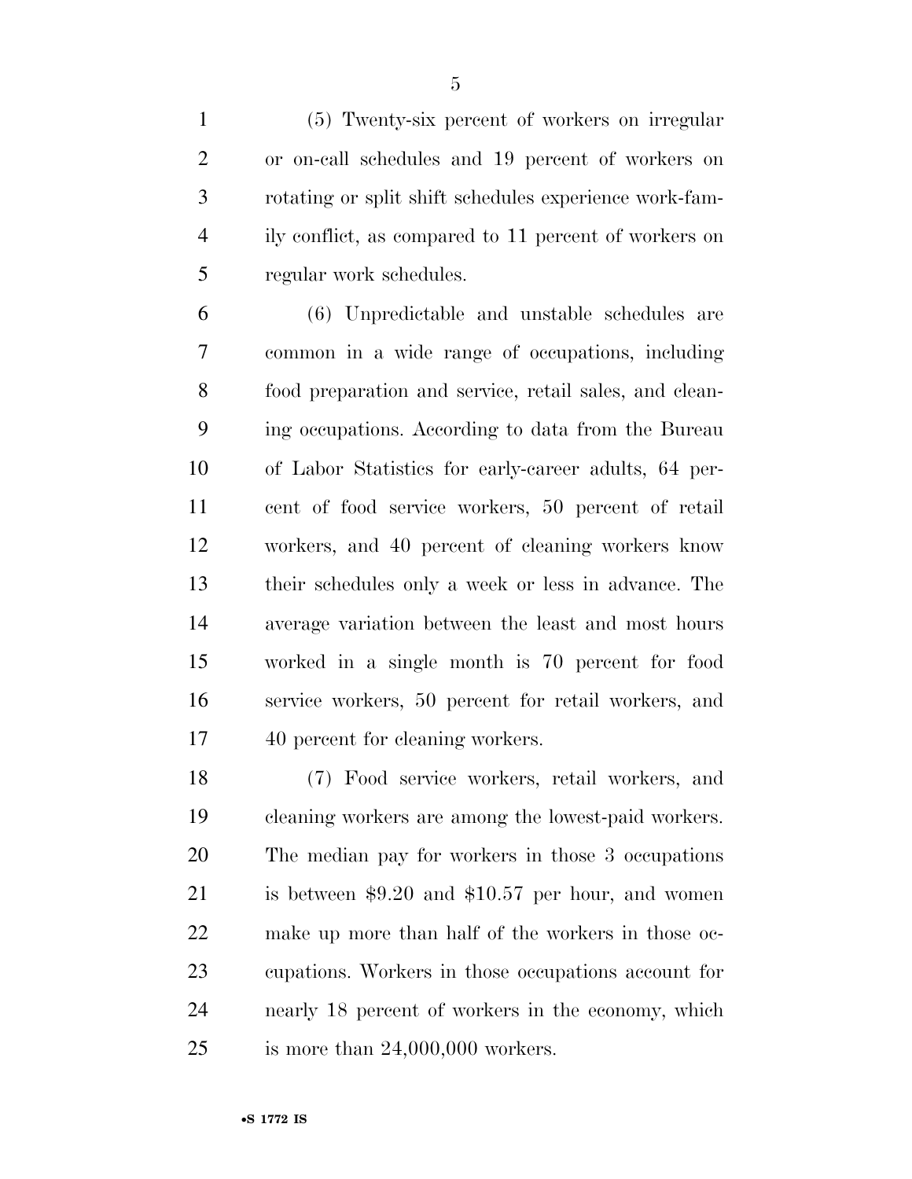(5) Twenty-six percent of workers on irregular or on-call schedules and 19 percent of workers on rotating or split shift schedules experience work-family conflict, as compared to 11 percent of workers on regular work schedules.

(6) Unpredictable and unstable schedules are common in a wide range of occupations, including food preparation and service, retail sales, and cleaning occupations. According to data from the Bureau of Labor Statistics for early-career adults, 64 percent of food service workers, 50 percent of retail workers, and 40 percent of cleaning workers know their schedules only a week or less in advance. The average variation between the least and most hours worked in a single month is 70 percent for food service workers, 50 percent for retail workers, and 40 percent for cleaning workers.

(7) Food service workers, retail workers, and cleaning workers are among the lowest-paid workers. The median pay for workers in those 3 occupations is between $9.20 and $10.57 per hour, and women make up more than half of the workers in those occupations. Workers in those occupations account for nearly 18 percent of workers in the economy, which is more than 24,000,000 workers.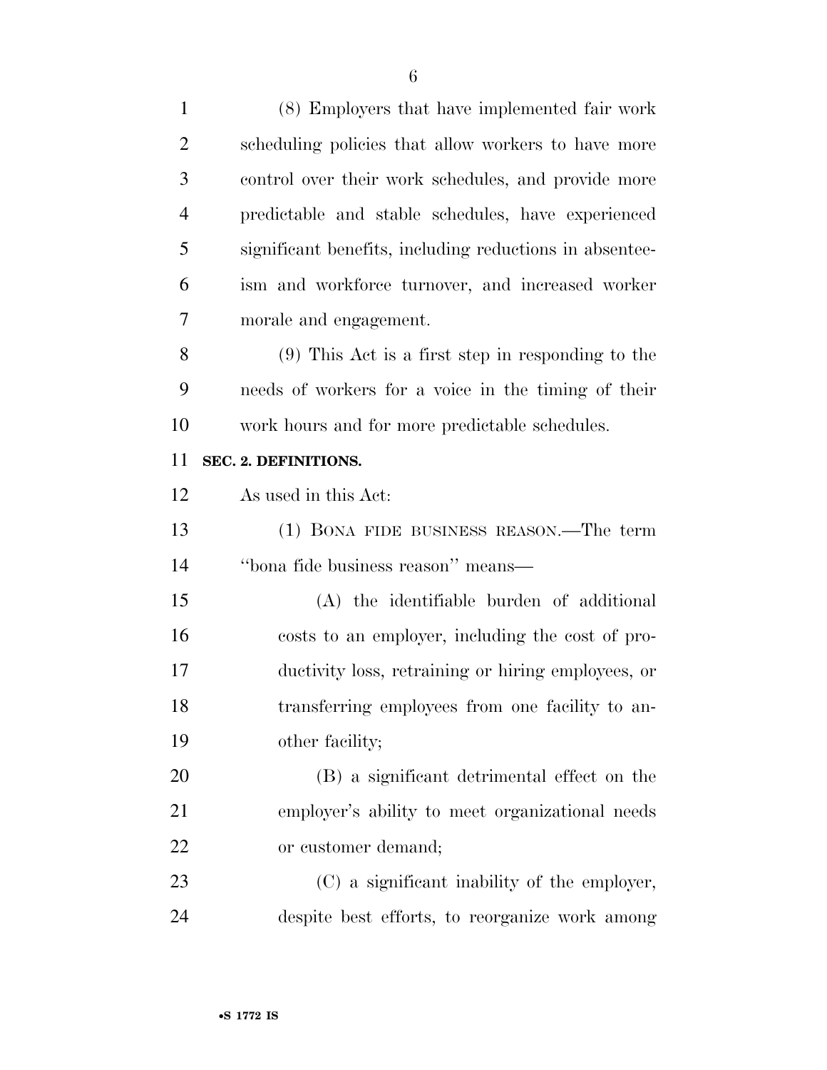(8) Employers that have implemented fair work scheduling policies that allow workers to have more control over their work schedules, and provide more predictable and stable schedules, have experienced significant benefits, including reductions in absenteeism and workforce turnover, and increased worker morale and engagement.

(9) This Act is a first step in responding to the needs of workers for a voice in the timing of their work hours and for more predictable schedules.

**SEC. 2. DEFINITIONS.**

As used in this Act:

(1) BONA FIDE BUSINESS REASON.—The term ''bona fide business reason'' means—

(A) the identifiable burden of additional costs to an employer, including the cost of productivity loss, retraining or hiring employees, or transferring employees from one facility to another facility;

(B) a significant detrimental effect on the employer's ability to meet organizational needs or customer demand;

(C) a significant inability of the employer, despite best efforts, to reorganize work among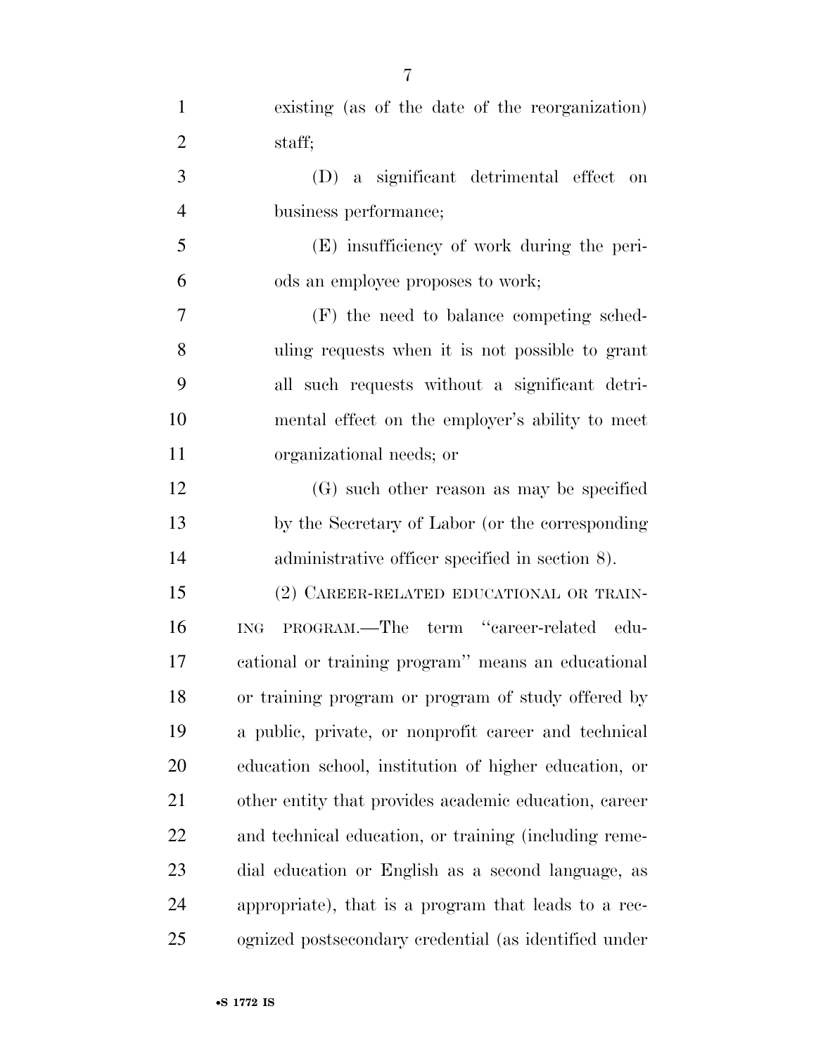existing (as of the date of the reorganization) staff;

(D) a significant detrimental effect on business performance;

(E) insufficiency of work during the periods an employee proposes to work;

(F) the need to balance competing scheduling requests when it is not possible to grant all such requests without a significant detrimental effect on the employer's ability to meet organizational needs; or

(G) such other reason as may be specified by the Secretary of Labor (or the corresponding administrative officer specified in section 8).

(2) CAREER-RELATED EDUCATIONAL OR TRAINING PROGRAM.—The term "career-related educational or training program" means an educational or training program or program of study offered by a public, private, or nonprofit career and technical education school, institution of higher education, or other entity that provides academic education, career and technical education, or training (including remedial education or English as a second language, as appropriate), that is a program that leads to a recognized postsecondary credential (as identified under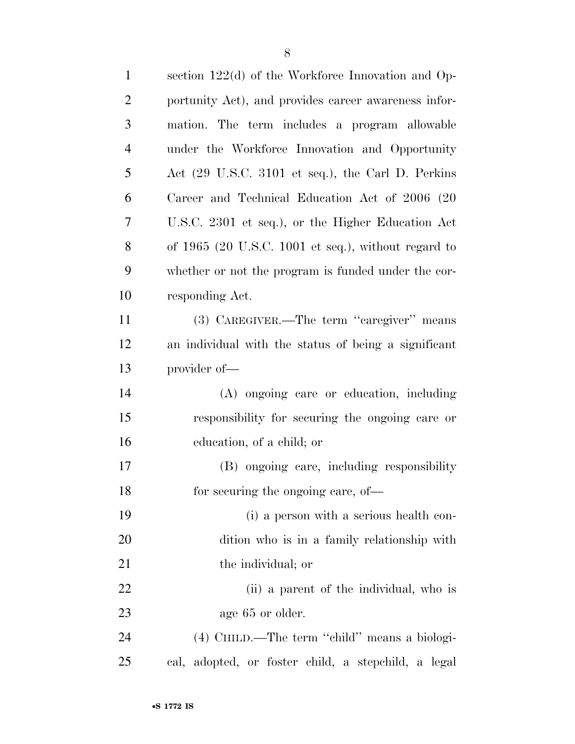section 122(d) of the Workforce Innovation and Opportunity Act), and provides career awareness information. The term includes a program allowable under the Workforce Innovation and Opportunity Act (29 U.S.C. 3101 et seq.), the Carl D. Perkins Career and Technical Education Act of 2006 (20 U.S.C. 2301 et seq.), or the Higher Education Act of 1965 (20 U.S.C. 1001 et seq.), without regard to whether or not the program is funded under the corresponding Act.

(3) CAREGIVER.—The term ''caregiver'' means an individual with the status of being a significant provider of—

(A) ongoing care or education, including responsibility for securing the ongoing care or education, of a child; or

(B) ongoing care, including responsibility for securing the ongoing care, of—

(i) a person with a serious health condition who is in a family relationship with the individual; or

(ii) a parent of the individual, who is age 65 or older.

(4) CHILD.—The term ''child'' means a biological, adopted, or foster child, a stepchild, a legal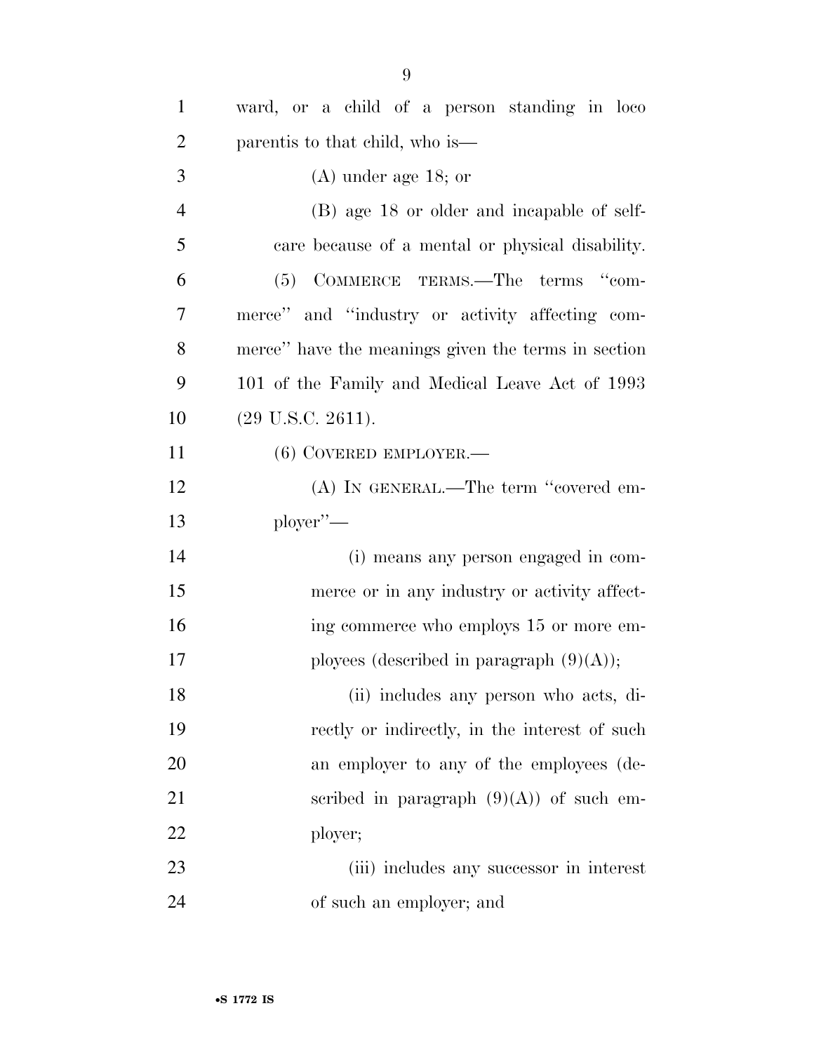ward, or a child of a person standing in loco parentis to that child, who is—

(A) under age 18; or

(B) age 18 or older and incapable of self-care because of a mental or physical disability.

(5) COMMERCE TERMS.—The terms "commerce" and "industry or activity affecting commerce" have the meanings given the terms in section 101 of the Family and Medical Leave Act of 1993 (29 U.S.C. 2611).

(6) COVERED EMPLOYER.—

(A) IN GENERAL.—The term "covered employer"—

(i) means any person engaged in commerce or in any industry or activity affecting commerce who employs 15 or more employees (described in paragraph (9)(A));

(ii) includes any person who acts, directly or indirectly, in the interest of such an employer to any of the employees (described in paragraph (9)(A)) of such employer;

(iii) includes any successor in interest of such an employer; and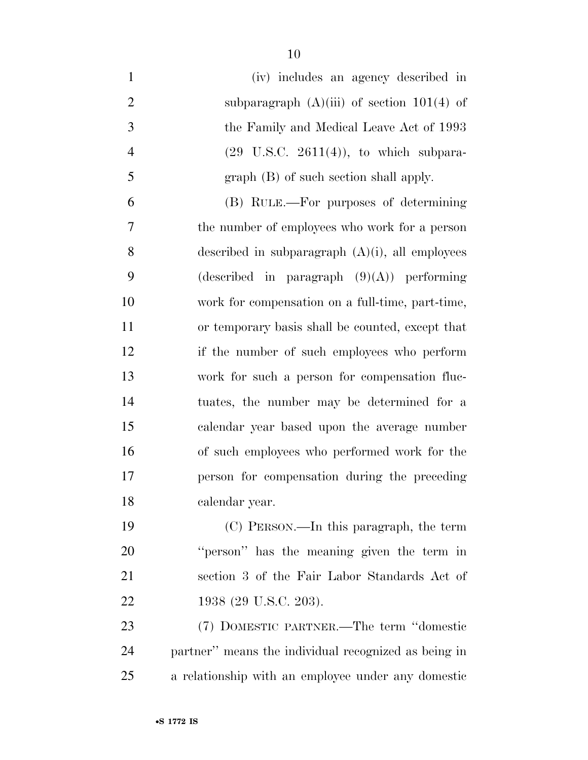(iv) includes an agency described in subparagraph (A)(iii) of section 101(4) of the Family and Medical Leave Act of 1993 (29 U.S.C. 2611(4)), to which subparagraph (B) of such section shall apply.

(B) RULE.—For purposes of determining the number of employees who work for a person described in subparagraph (A)(i), all employees (described in paragraph (9)(A)) performing work for compensation on a full-time, part-time, or temporary basis shall be counted, except that if the number of such employees who perform work for such a person for compensation fluctuates, the number may be determined for a calendar year based upon the average number of such employees who performed work for the person for compensation during the preceding calendar year.

(C) PERSON.—In this paragraph, the term "person" has the meaning given the term in section 3 of the Fair Labor Standards Act of 1938 (29 U.S.C. 203).

(7) DOMESTIC PARTNER.—The term "domestic partner" means the individual recognized as being in a relationship with an employee under any domestic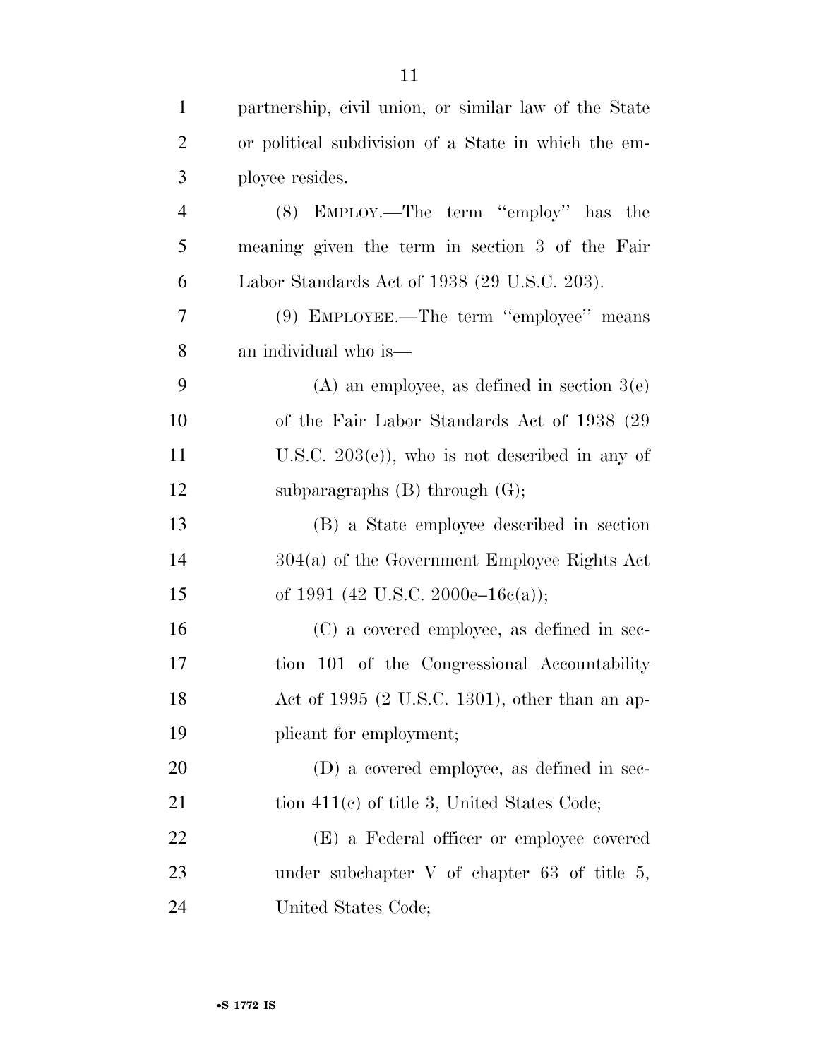partnership, civil union, or similar law of the State or political subdivision of a State in which the employee resides.

(8) EMPLOY.—The term ''employ'' has the meaning given the term in section 3 of the Fair Labor Standards Act of 1938 (29 U.S.C. 203).

(9) EMPLOYEE.—The term ''employee'' means an individual who is—

(A) an employee, as defined in section 3(e) of the Fair Labor Standards Act of 1938 (29 U.S.C. 203(e)), who is not described in any of subparagraphs (B) through (G);

(B) a State employee described in section 304(a) of the Government Employee Rights Act of 1991 (42 U.S.C. 2000e–16c(a));

(C) a covered employee, as defined in section 101 of the Congressional Accountability Act of 1995 (2 U.S.C. 1301), other than an applicant for employment;

(D) a covered employee, as defined in section 411(c) of title 3, United States Code;

(E) a Federal officer or employee covered under subchapter V of chapter 63 of title 5, United States Code;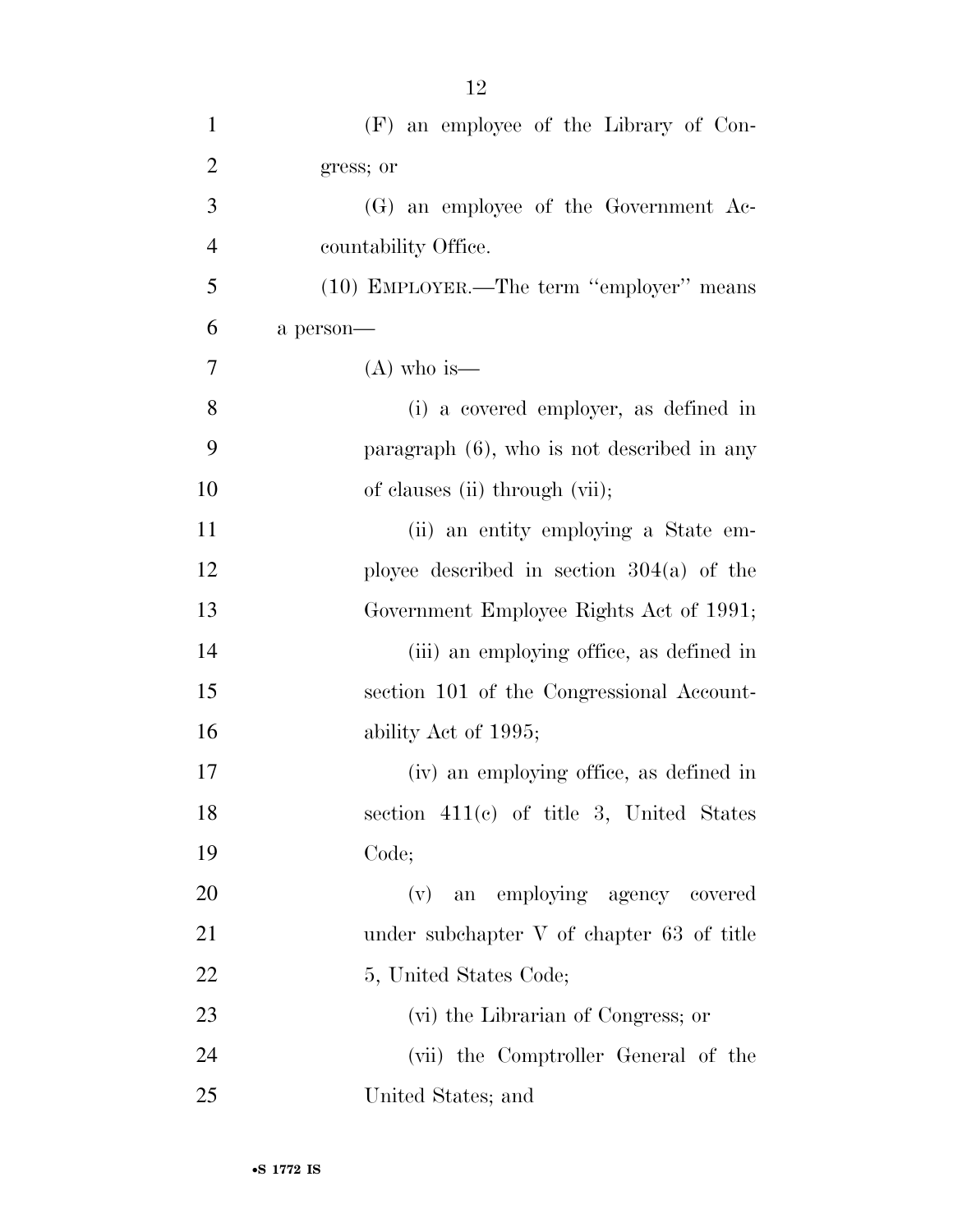(F) an employee of the Library of Congress; or

(G) an employee of the Government Accountability Office.

(10) EMPLOYER.—The term ''employer'' means a person—

(A) who is—

(i) a covered employer, as defined in paragraph (6), who is not described in any of clauses (ii) through (vii);

(ii) an entity employing a State employee described in section 304(a) of the Government Employee Rights Act of 1991;

(iii) an employing office, as defined in section 101 of the Congressional Accountability Act of 1995;

(iv) an employing office, as defined in section 411(c) of title 3, United States Code;

(v) an employing agency covered under subchapter V of chapter 63 of title 5, United States Code;

(vi) the Librarian of Congress; or

(vii) the Comptroller General of the United States; and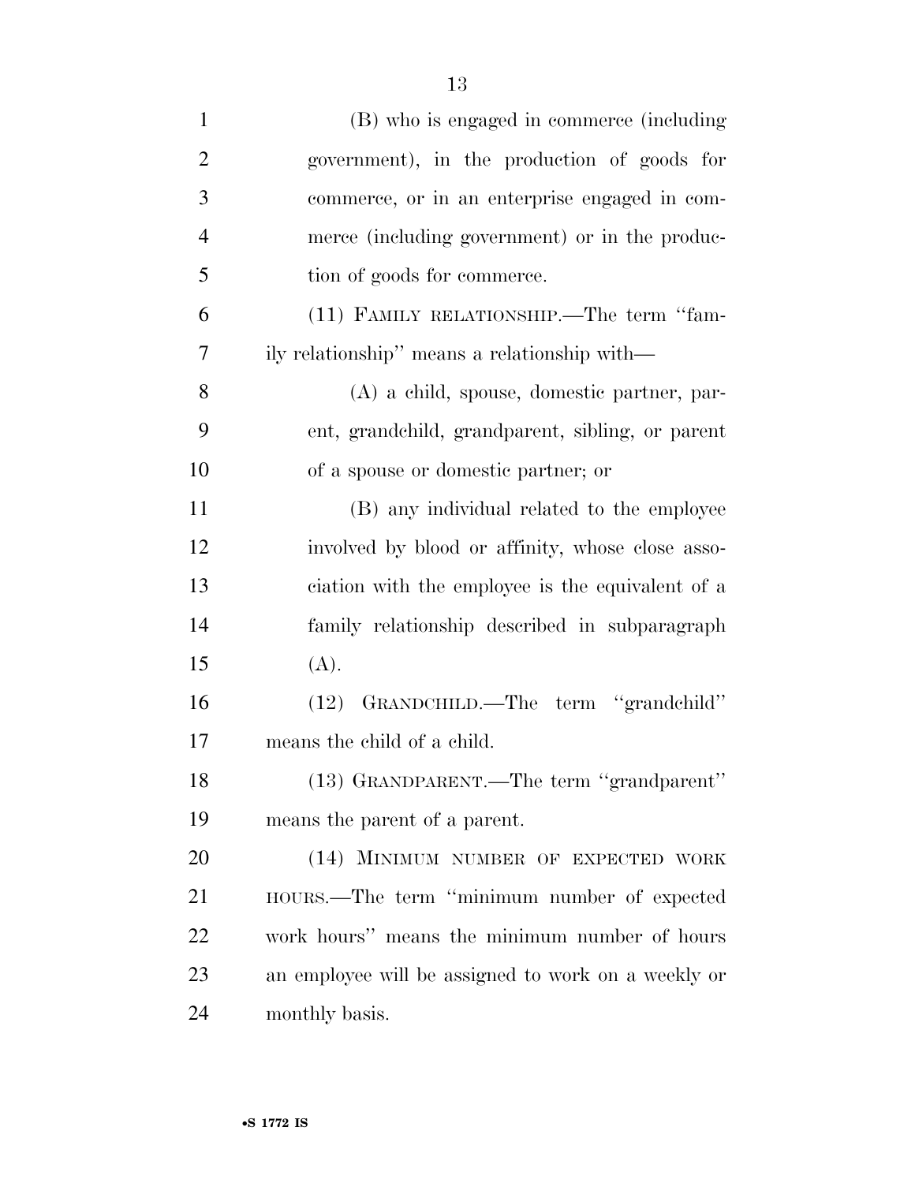(B) who is engaged in commerce (including government), in the production of goods for commerce, or in an enterprise engaged in commerce (including government) or in the production of goods for commerce.

(11) FAMILY RELATIONSHIP.—The term ''family relationship'' means a relationship with—

(A) a child, spouse, domestic partner, parent, grandchild, grandparent, sibling, or parent of a spouse or domestic partner; or

(B) any individual related to the employee involved by blood or affinity, whose close association with the employee is the equivalent of a family relationship described in subparagraph (A).

(12) GRANDCHILD.—The term ''grandchild'' means the child of a child.

(13) GRANDPARENT.—The term ''grandparent'' means the parent of a parent.

(14) MINIMUM NUMBER OF EXPECTED WORK HOURS.—The term ''minimum number of expected work hours'' means the minimum number of hours an employee will be assigned to work on a weekly or monthly basis.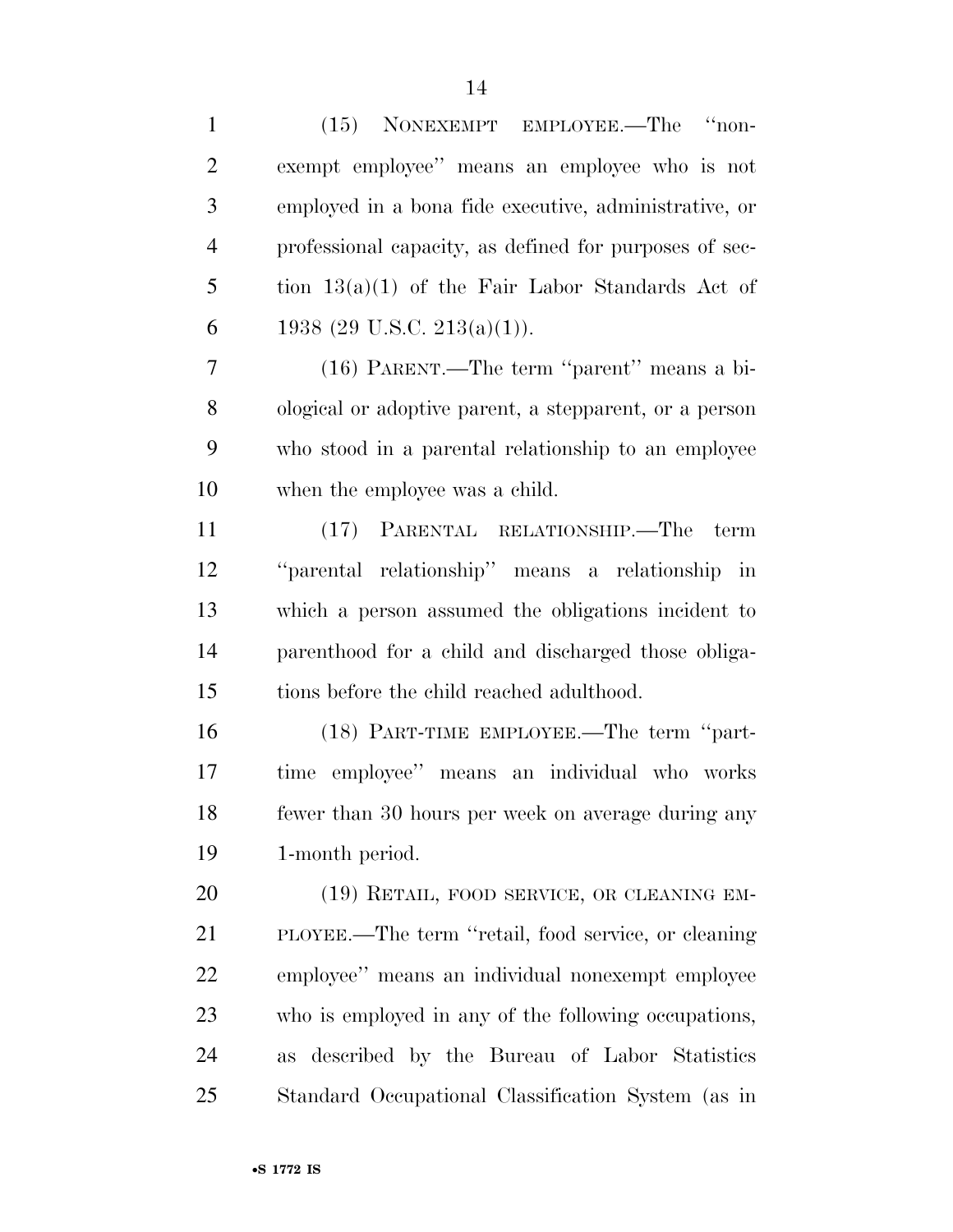(15) NONEXEMPT EMPLOYEE.—The ''nonexempt employee'' means an employee who is not employed in a bona fide executive, administrative, or professional capacity, as defined for purposes of section 13(a)(1) of the Fair Labor Standards Act of 1938 (29 U.S.C. 213(a)(1)).

(16) PARENT.—The term ''parent'' means a biological or adoptive parent, a stepparent, or a person who stood in a parental relationship to an employee when the employee was a child.

(17) PARENTAL RELATIONSHIP.—The term ''parental relationship'' means a relationship in which a person assumed the obligations incident to parenthood for a child and discharged those obligations before the child reached adulthood.

(18) PART-TIME EMPLOYEE.—The term ''part-time employee'' means an individual who works fewer than 30 hours per week on average during any 1-month period.

(19) RETAIL, FOOD SERVICE, OR CLEANING EMPLOYEE.—The term ''retail, food service, or cleaning employee'' means an individual nonexempt employee who is employed in any of the following occupations, as described by the Bureau of Labor Statistics Standard Occupational Classification System (as in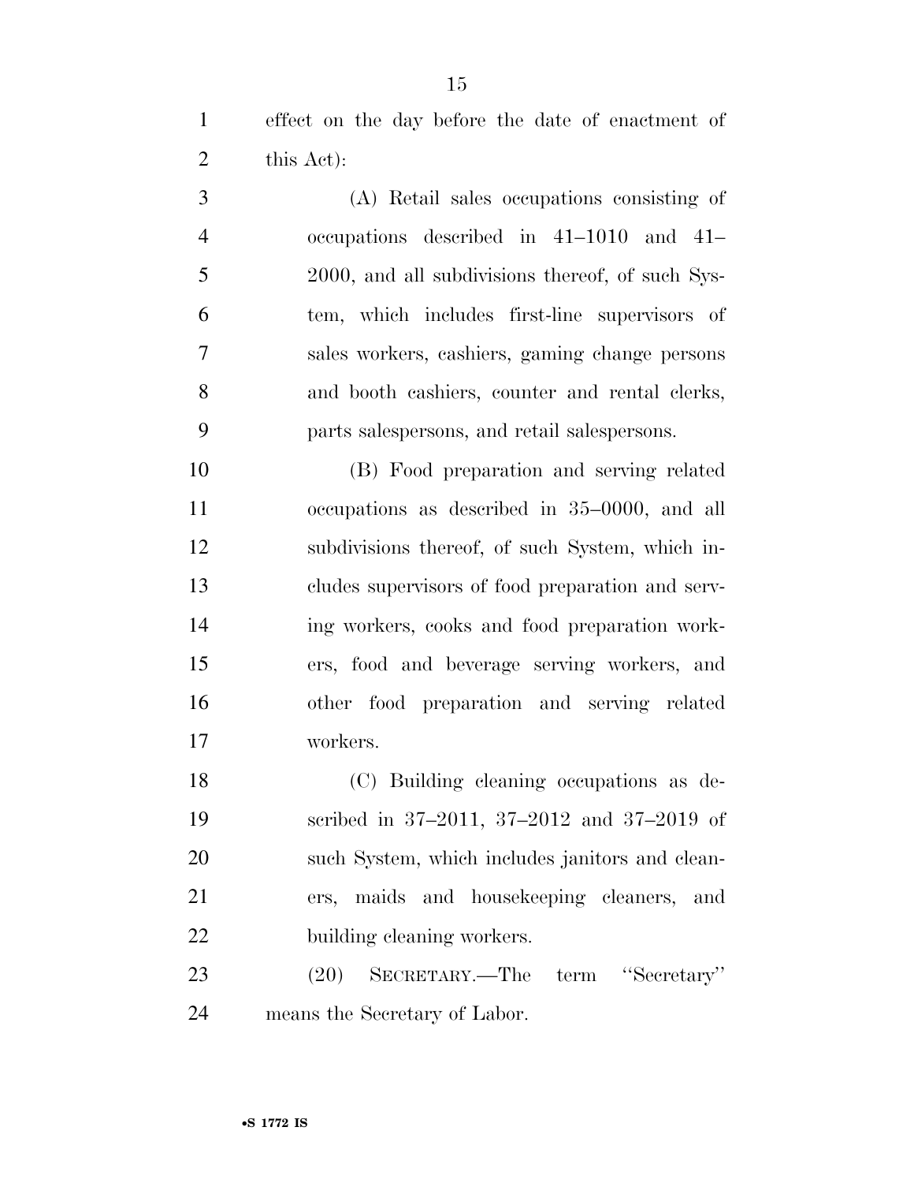effect on the day before the date of enactment of this Act):

(A) Retail sales occupations consisting of occupations described in 41–1010 and 41–2000, and all subdivisions thereof, of such System, which includes first-line supervisors of sales workers, cashiers, gaming change persons and booth cashiers, counter and rental clerks, parts salespersons, and retail salespersons.

(B) Food preparation and serving related occupations as described in 35–0000, and all subdivisions thereof, of such System, which includes supervisors of food preparation and serving workers, cooks and food preparation workers, food and beverage serving workers, and other food preparation and serving related workers.

(C) Building cleaning occupations as described in 37–2011, 37–2012 and 37–2019 of such System, which includes janitors and cleaners, maids and housekeeping cleaners, and building cleaning workers.

(20) SECRETARY.—The term ''Secretary'' means the Secretary of Labor.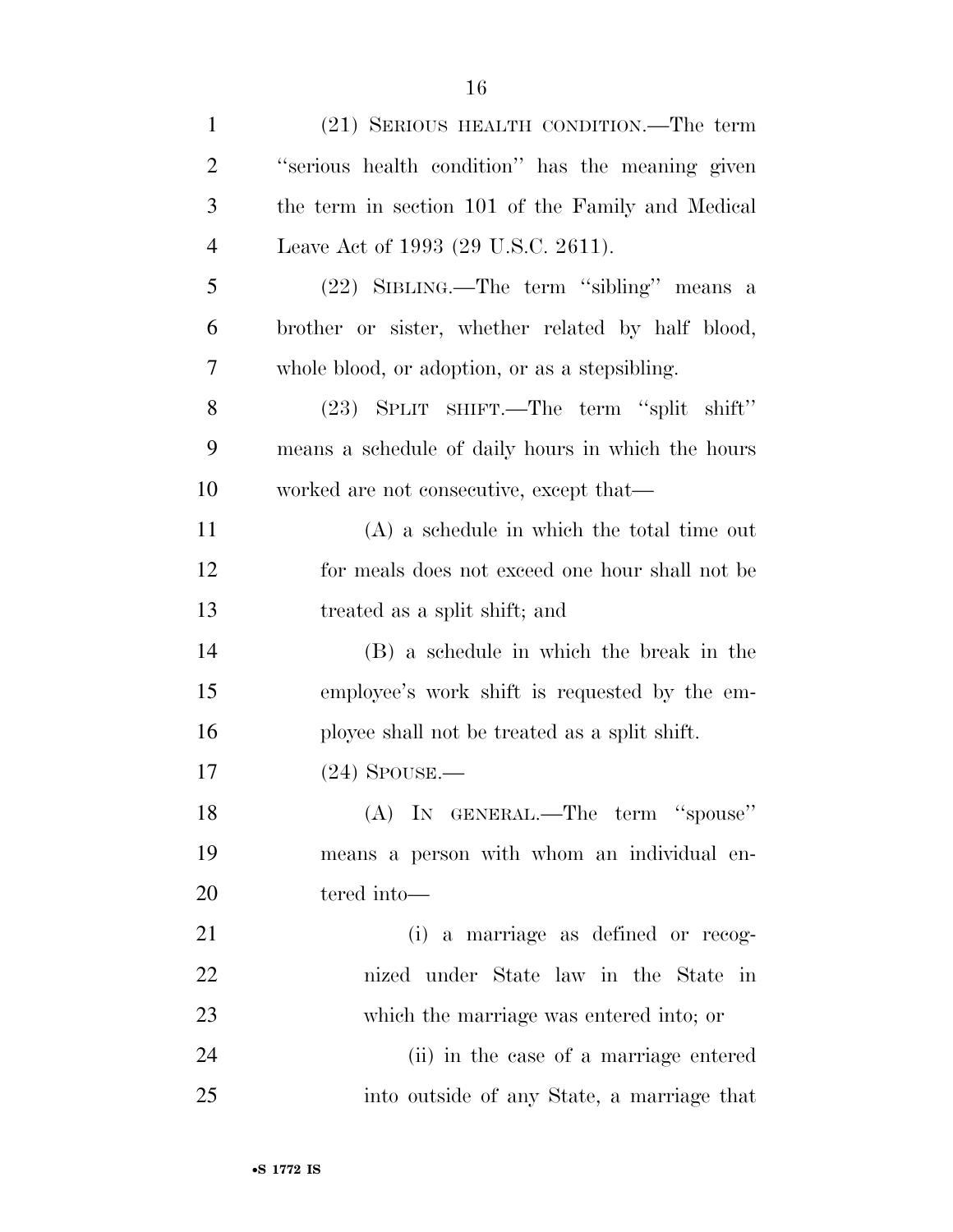(21) SERIOUS HEALTH CONDITION.—The term "serious health condition" has the meaning given the term in section 101 of the Family and Medical Leave Act of 1993 (29 U.S.C. 2611).

(22) SIBLING.—The term "sibling" means a brother or sister, whether related by half blood, whole blood, or adoption, or as a stepsibling.

(23) SPLIT SHIFT.—The term "split shift" means a schedule of daily hours in which the hours worked are not consecutive, except that—

(A) a schedule in which the total time out for meals does not exceed one hour shall not be treated as a split shift; and

(B) a schedule in which the break in the employee's work shift is requested by the employee shall not be treated as a split shift.

(24) SPOUSE.—

(A) IN GENERAL.—The term "spouse" means a person with whom an individual entered into—

(i) a marriage as defined or recognized under State law in the State in which the marriage was entered into; or

(ii) in the case of a marriage entered into outside of any State, a marriage that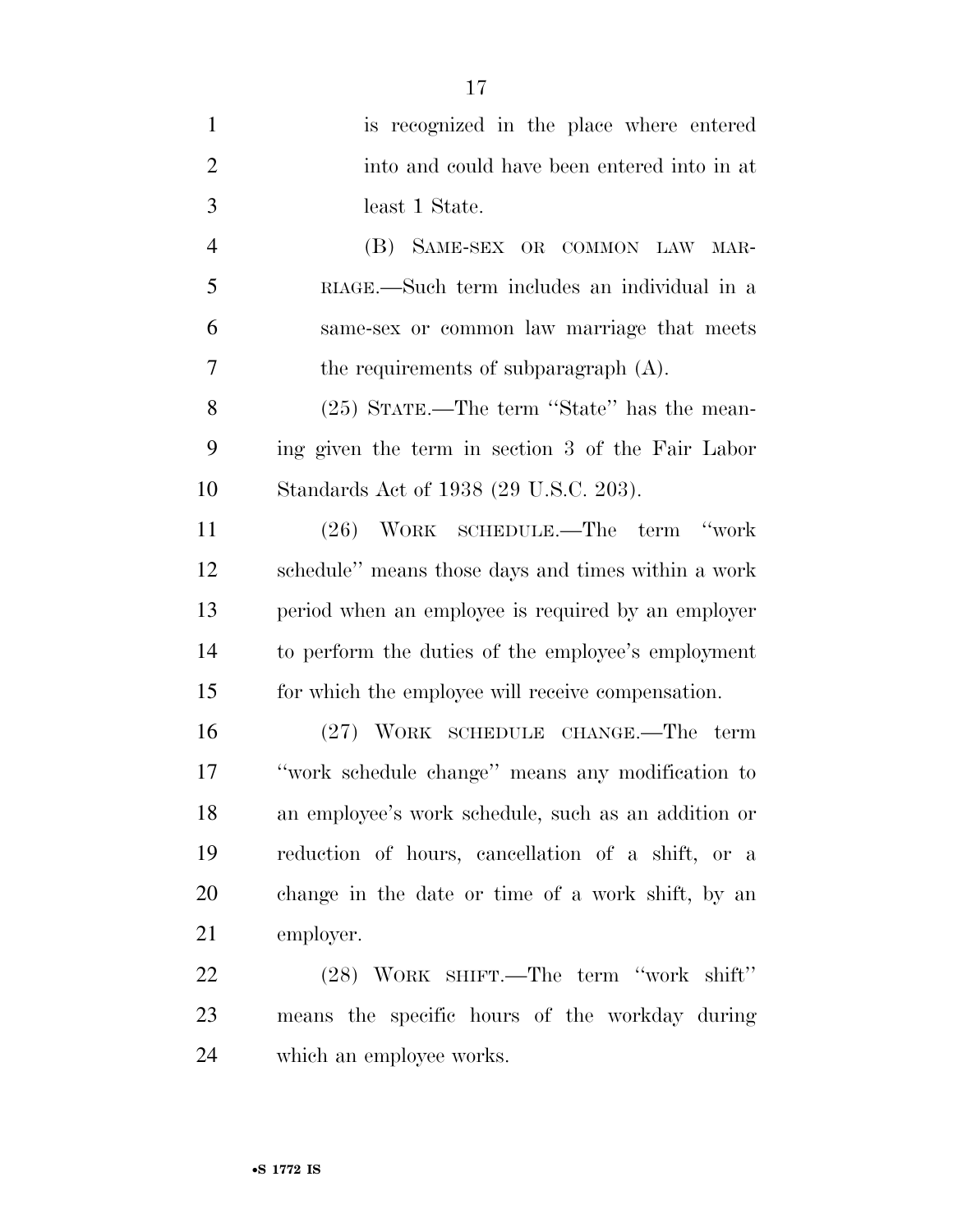is recognized in the place where entered into and could have been entered into in at least 1 State.

(B) SAME-SEX OR COMMON LAW MARRIAGE.—Such term includes an individual in a same-sex or common law marriage that meets the requirements of subparagraph (A).

(25) STATE.—The term ''State'' has the meaning given the term in section 3 of the Fair Labor Standards Act of 1938 (29 U.S.C. 203).

(26) WORK SCHEDULE.—The term ''work schedule'' means those days and times within a work period when an employee is required by an employer to perform the duties of the employee's employment for which the employee will receive compensation.

(27) WORK SCHEDULE CHANGE.—The term ''work schedule change'' means any modification to an employee's work schedule, such as an addition or reduction of hours, cancellation of a shift, or a change in the date or time of a work shift, by an employer.

(28) WORK SHIFT.—The term ''work shift'' means the specific hours of the workday during which an employee works.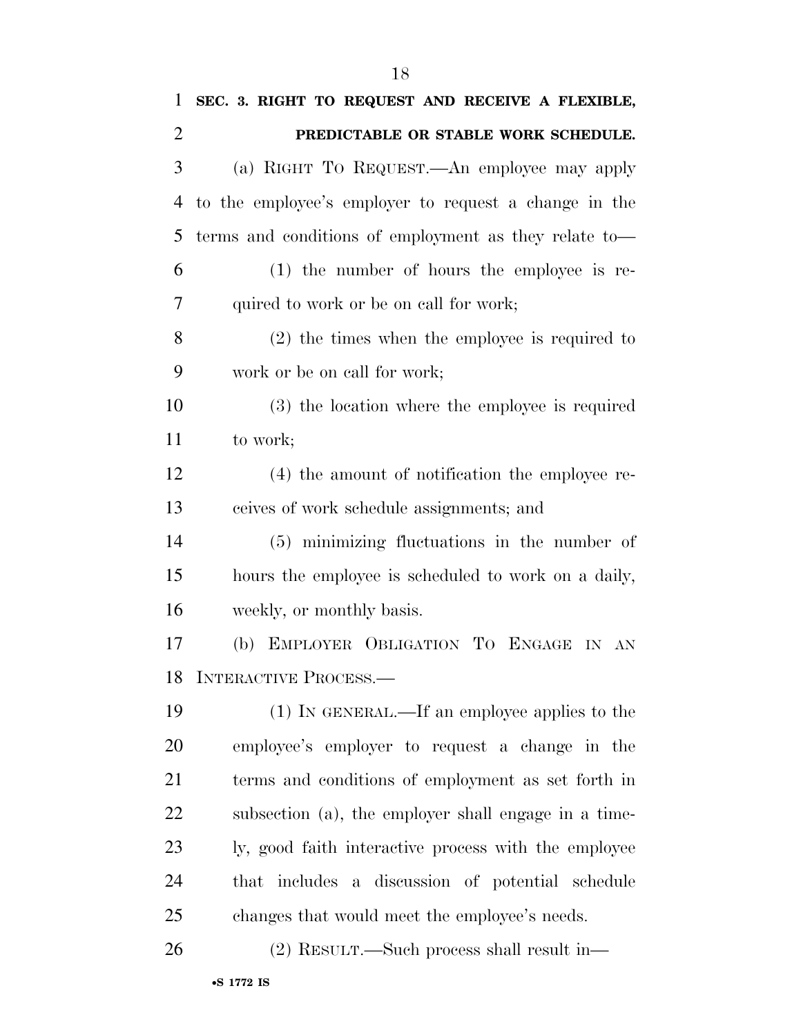**SEC. 3. RIGHT TO REQUEST AND RECEIVE A FLEXIBLE, PREDICTABLE OR STABLE WORK SCHEDULE.**

(a) RIGHT TO REQUEST.—An employee may apply to the employee's employer to request a change in the terms and conditions of employment as they relate to—

(1) the number of hours the employee is required to work or be on call for work;

(2) the times when the employee is required to work or be on call for work;

(3) the location where the employee is required to work;

(4) the amount of notification the employee receives of work schedule assignments; and

(5) minimizing fluctuations in the number of hours the employee is scheduled to work on a daily, weekly, or monthly basis.

(b) EMPLOYER OBLIGATION TO ENGAGE IN AN INTERACTIVE PROCESS.—

(1) IN GENERAL.—If an employee applies to the employee's employer to request a change in the terms and conditions of employment as set forth in subsection (a), the employer shall engage in a timely, good faith interactive process with the employee that includes a discussion of potential schedule changes that would meet the employee's needs.

(2) RESULT.—Such process shall result in—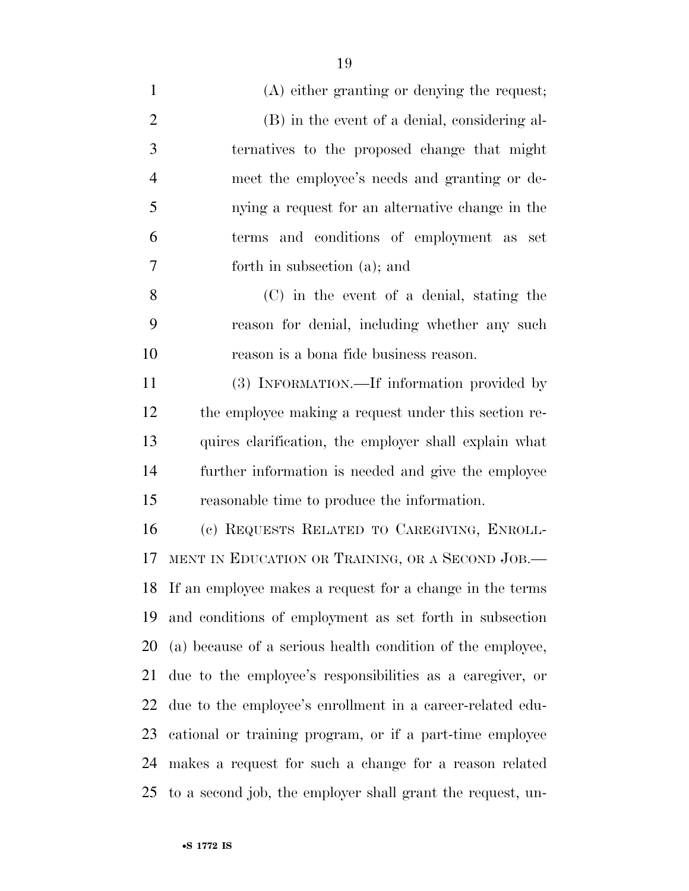(A) either granting or denying the request;

(B) in the event of a denial, considering alternatives to the proposed change that might meet the employee's needs and granting or denying a request for an alternative change in the terms and conditions of employment as set forth in subsection (a); and

(C) in the event of a denial, stating the reason for denial, including whether any such reason is a bona fide business reason.

(3) INFORMATION.—If information provided by the employee making a request under this section requires clarification, the employer shall explain what further information is needed and give the employee reasonable time to produce the information.

(c) REQUESTS RELATED TO CAREGIVING, ENROLLMENT IN EDUCATION OR TRAINING, OR A SECOND JOB.—If an employee makes a request for a change in the terms and conditions of employment as set forth in subsection (a) because of a serious health condition of the employee, due to the employee's responsibilities as a caregiver, or due to the employee's enrollment in a career-related educational or training program, or if a part-time employee makes a request for such a change for a reason related to a second job, the employer shall grant the request, un-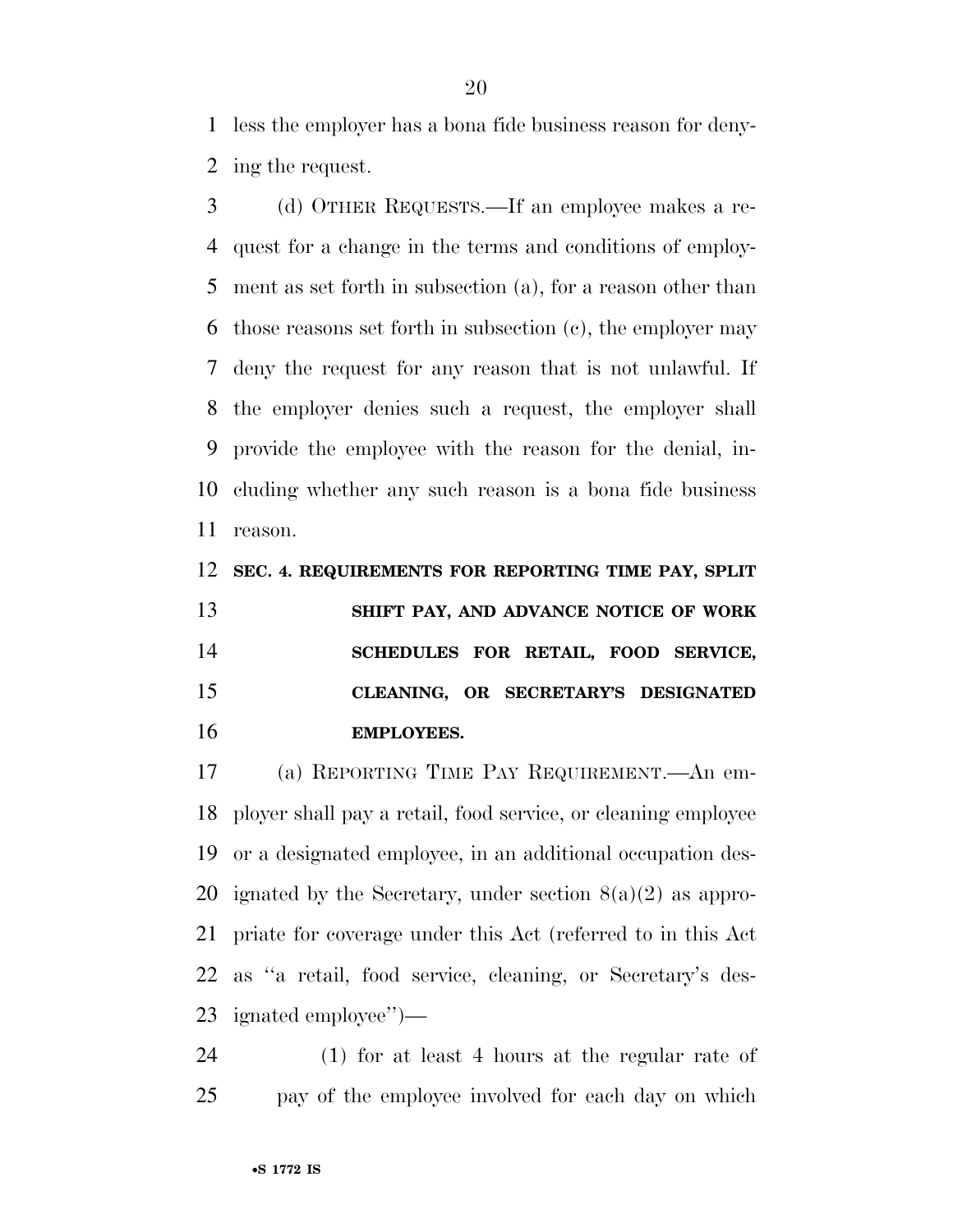less the employer has a bona fide business reason for denying the request.

(d) OTHER REQUESTS.—If an employee makes a request for a change in the terms and conditions of employment as set forth in subsection (a), for a reason other than those reasons set forth in subsection (c), the employer may deny the request for any reason that is not unlawful. If the employer denies such a request, the employer shall provide the employee with the reason for the denial, including whether any such reason is a bona fide business reason.

**SEC. 4. REQUIREMENTS FOR REPORTING TIME PAY, SPLIT SHIFT PAY, AND ADVANCE NOTICE OF WORK SCHEDULES FOR RETAIL, FOOD SERVICE, CLEANING, OR SECRETARY'S DESIGNATED EMPLOYEES.**

(a) REPORTING TIME PAY REQUIREMENT.—An employer shall pay a retail, food service, or cleaning employee or a designated employee, in an additional occupation designated by the Secretary, under section 8(a)(2) as appropriate for coverage under this Act (referred to in this Act as "a retail, food service, cleaning, or Secretary's designated employee")—

(1) for at least 4 hours at the regular rate of pay of the employee involved for each day on which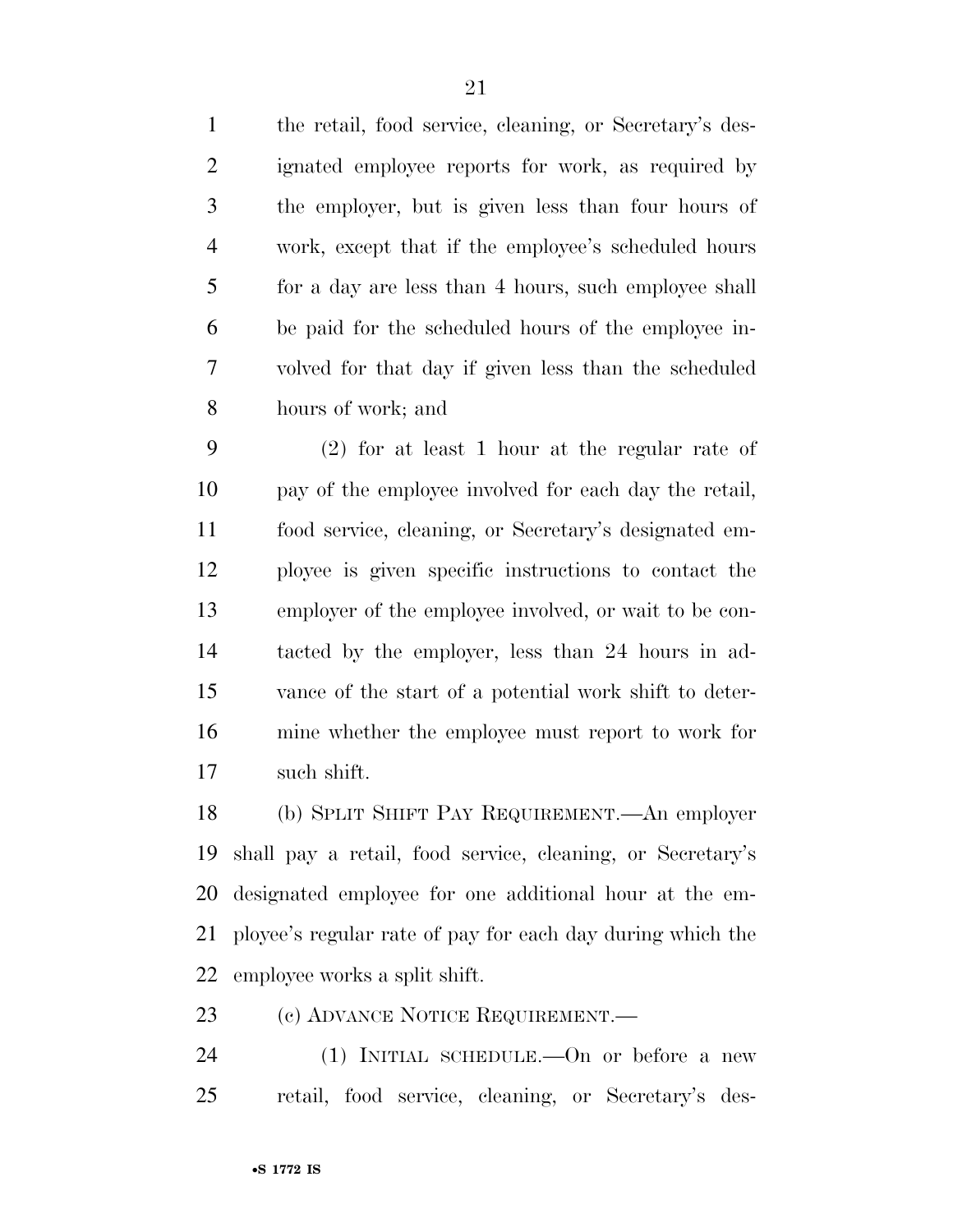the retail, food service, cleaning, or Secretary's designated employee reports for work, as required by the employer, but is given less than four hours of work, except that if the employee's scheduled hours for a day are less than 4 hours, such employee shall be paid for the scheduled hours of the employee involved for that day if given less than the scheduled hours of work; and

(2) for at least 1 hour at the regular rate of pay of the employee involved for each day the retail, food service, cleaning, or Secretary's designated employee is given specific instructions to contact the employer of the employee involved, or wait to be contacted by the employer, less than 24 hours in advance of the start of a potential work shift to determine whether the employee must report to work for such shift.

(b) SPLIT SHIFT PAY REQUIREMENT.—An employer shall pay a retail, food service, cleaning, or Secretary's designated employee for one additional hour at the employee's regular rate of pay for each day during which the employee works a split shift.

(c) ADVANCE NOTICE REQUIREMENT.—

(1) INITIAL SCHEDULE.—On or before a new retail, food service, cleaning, or Secretary's des-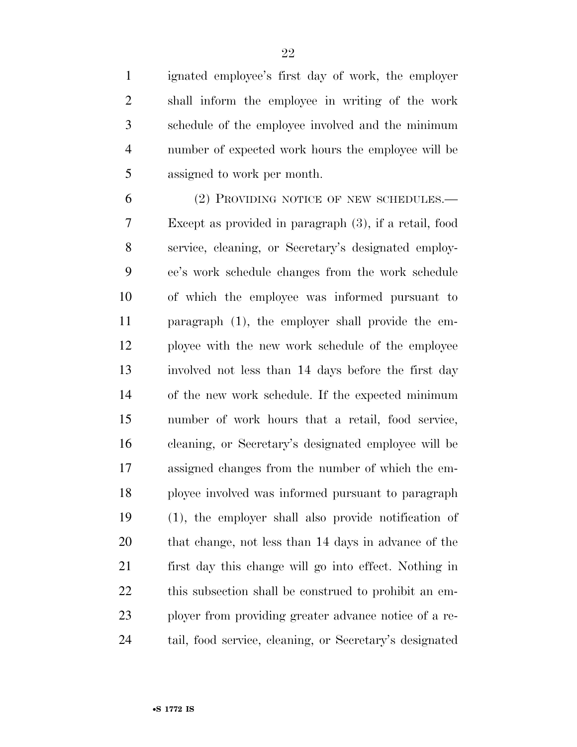ignated employee's first day of work, the employer shall inform the employee in writing of the work schedule of the employee involved and the minimum number of expected work hours the employee will be assigned to work per month.

(2) PROVIDING NOTICE OF NEW SCHEDULES.—Except as provided in paragraph (3), if a retail, food service, cleaning, or Secretary's designated employee's work schedule changes from the work schedule of which the employee was informed pursuant to paragraph (1), the employer shall provide the employee with the new work schedule of the employee involved not less than 14 days before the first day of the new work schedule. If the expected minimum number of work hours that a retail, food service, cleaning, or Secretary's designated employee will be assigned changes from the number of which the employee involved was informed pursuant to paragraph (1), the employer shall also provide notification of that change, not less than 14 days in advance of the first day this change will go into effect. Nothing in this subsection shall be construed to prohibit an employer from providing greater advance notice of a retail, food service, cleaning, or Secretary's designated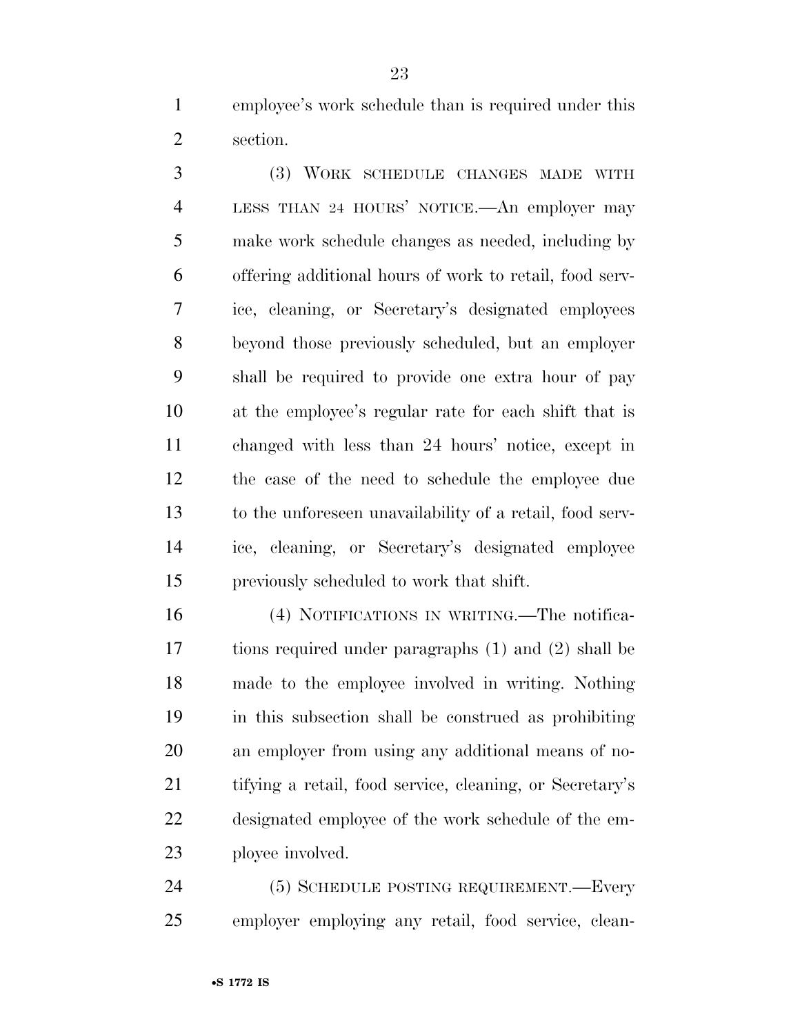employee's work schedule than is required under this section.

(3) WORK SCHEDULE CHANGES MADE WITH LESS THAN 24 HOURS' NOTICE.—An employer may make work schedule changes as needed, including by offering additional hours of work to retail, food service, cleaning, or Secretary's designated employees beyond those previously scheduled, but an employer shall be required to provide one extra hour of pay at the employee's regular rate for each shift that is changed with less than 24 hours' notice, except in the case of the need to schedule the employee due to the unforeseen unavailability of a retail, food service, cleaning, or Secretary's designated employee previously scheduled to work that shift.

(4) NOTIFICATIONS IN WRITING.—The notifications required under paragraphs (1) and (2) shall be made to the employee involved in writing. Nothing in this subsection shall be construed as prohibiting an employer from using any additional means of notifying a retail, food service, cleaning, or Secretary's designated employee of the work schedule of the employee involved.

(5) SCHEDULE POSTING REQUIREMENT.—Every employer employing any retail, food service, clean-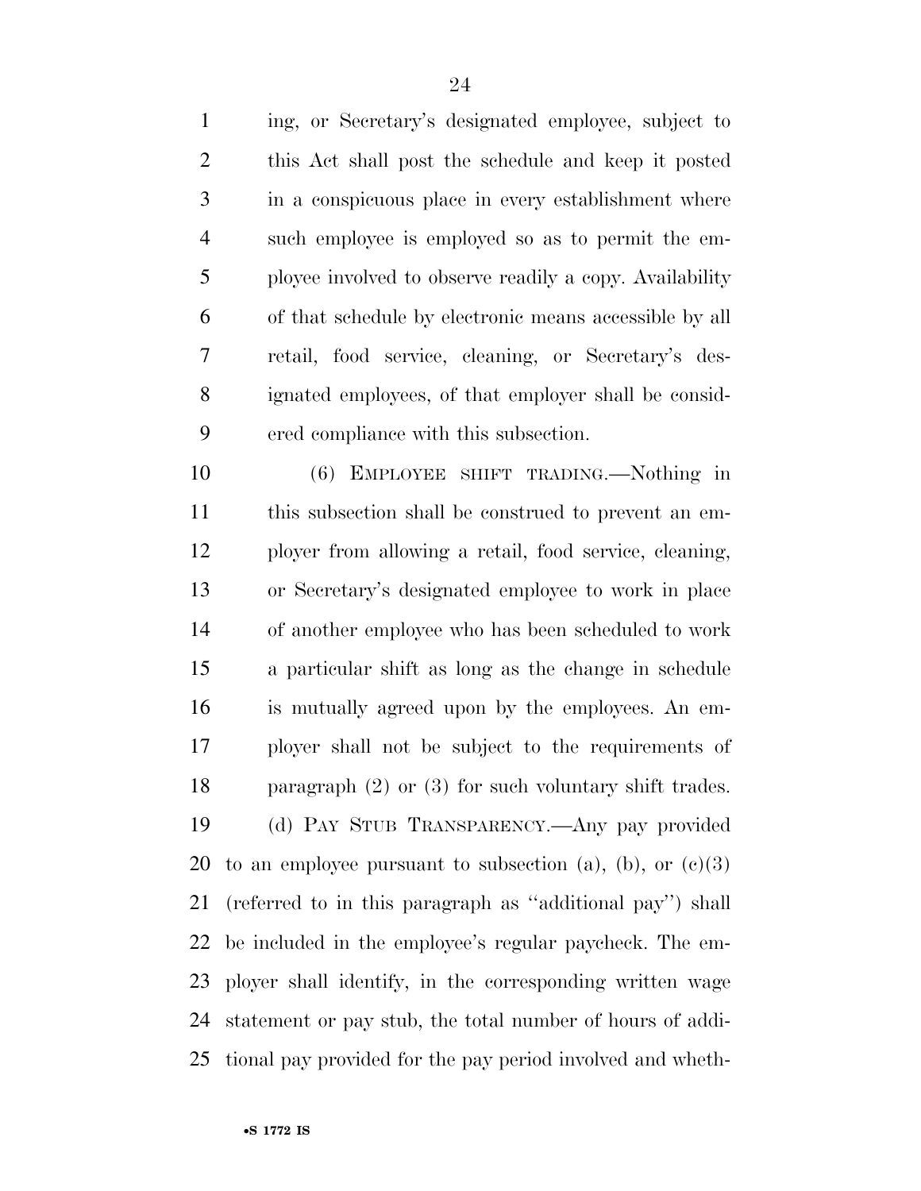ing, or Secretary's designated employee, subject to this Act shall post the schedule and keep it posted in a conspicuous place in every establishment where such employee is employed so as to permit the employee involved to observe readily a copy. Availability of that schedule by electronic means accessible by all retail, food service, cleaning, or Secretary's designated employees, of that employer shall be considered compliance with this subsection.

(6) EMPLOYEE SHIFT TRADING.—Nothing in this subsection shall be construed to prevent an employer from allowing a retail, food service, cleaning, or Secretary's designated employee to work in place of another employee who has been scheduled to work a particular shift as long as the change in schedule is mutually agreed upon by the employees. An employer shall not be subject to the requirements of paragraph (2) or (3) for such voluntary shift trades.

(d) PAY STUB TRANSPARENCY.—Any pay provided to an employee pursuant to subsection (a), (b), or (c)(3) (referred to in this paragraph as "additional pay") shall be included in the employee's regular paycheck. The employer shall identify, in the corresponding written wage statement or pay stub, the total number of hours of additional pay provided for the pay period involved and wheth-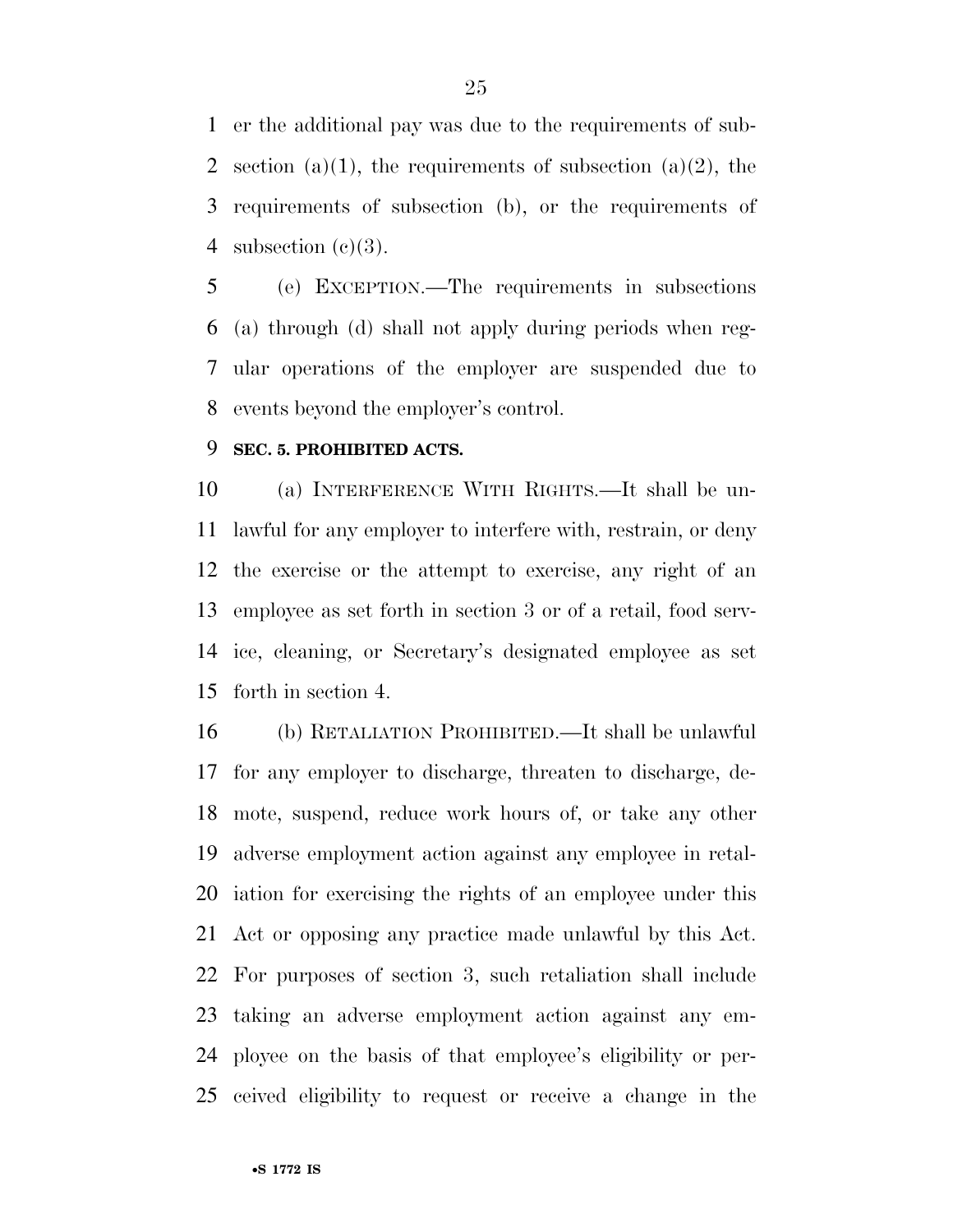er the additional pay was due to the requirements of subsection (a)(1), the requirements of subsection (a)(2), the requirements of subsection (b), or the requirements of subsection (c)(3).

(e) EXCEPTION.—The requirements in subsections (a) through (d) shall not apply during periods when regular operations of the employer are suspended due to events beyond the employer's control.

**SEC. 5. PROHIBITED ACTS.**

(a) INTERFERENCE WITH RIGHTS.—It shall be unlawful for any employer to interfere with, restrain, or deny the exercise or the attempt to exercise, any right of an employee as set forth in section 3 or of a retail, food service, cleaning, or Secretary's designated employee as set forth in section 4.

(b) RETALIATION PROHIBITED.—It shall be unlawful for any employer to discharge, threaten to discharge, demote, suspend, reduce work hours of, or take any other adverse employment action against any employee in retaliation for exercising the rights of an employee under this Act or opposing any practice made unlawful by this Act. For purposes of section 3, such retaliation shall include taking an adverse employment action against any employee on the basis of that employee's eligibility or perceived eligibility to request or receive a change in the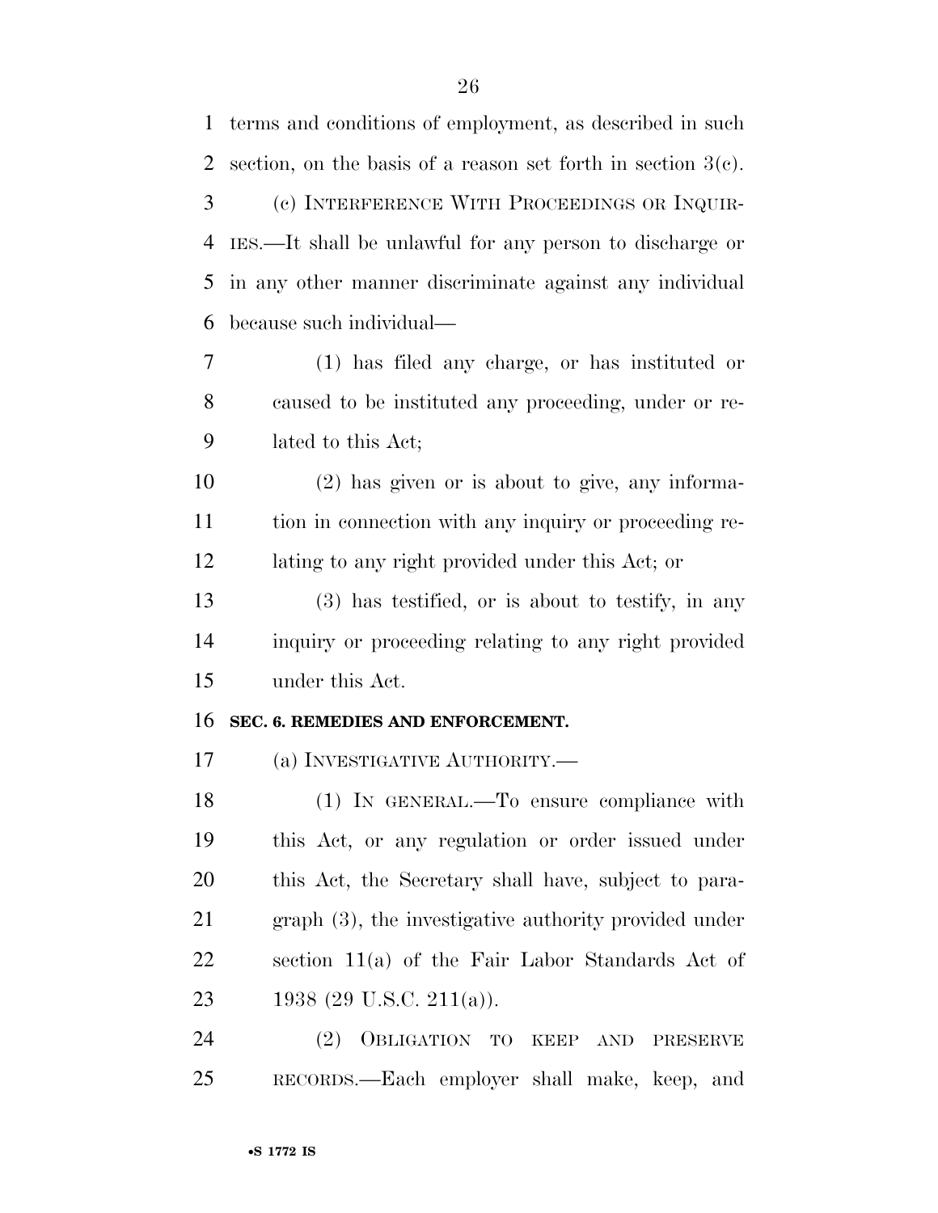terms and conditions of employment, as described in such section, on the basis of a reason set forth in section 3(c).

(c) INTERFERENCE WITH PROCEEDINGS OR INQUIRIES.—It shall be unlawful for any person to discharge or in any other manner discriminate against any individual because such individual—

(1) has filed any charge, or has instituted or caused to be instituted any proceeding, under or related to this Act;

(2) has given or is about to give, any information in connection with any inquiry or proceeding relating to any right provided under this Act; or

(3) has testified, or is about to testify, in any inquiry or proceeding relating to any right provided under this Act.

## SEC. 6. REMEDIES AND ENFORCEMENT.

(a) INVESTIGATIVE AUTHORITY.—

(1) IN GENERAL.—To ensure compliance with this Act, or any regulation or order issued under this Act, the Secretary shall have, subject to paragraph (3), the investigative authority provided under section 11(a) of the Fair Labor Standards Act of 1938 (29 U.S.C. 211(a)).

(2) OBLIGATION TO KEEP AND PRESERVE RECORDS.—Each employer shall make, keep, and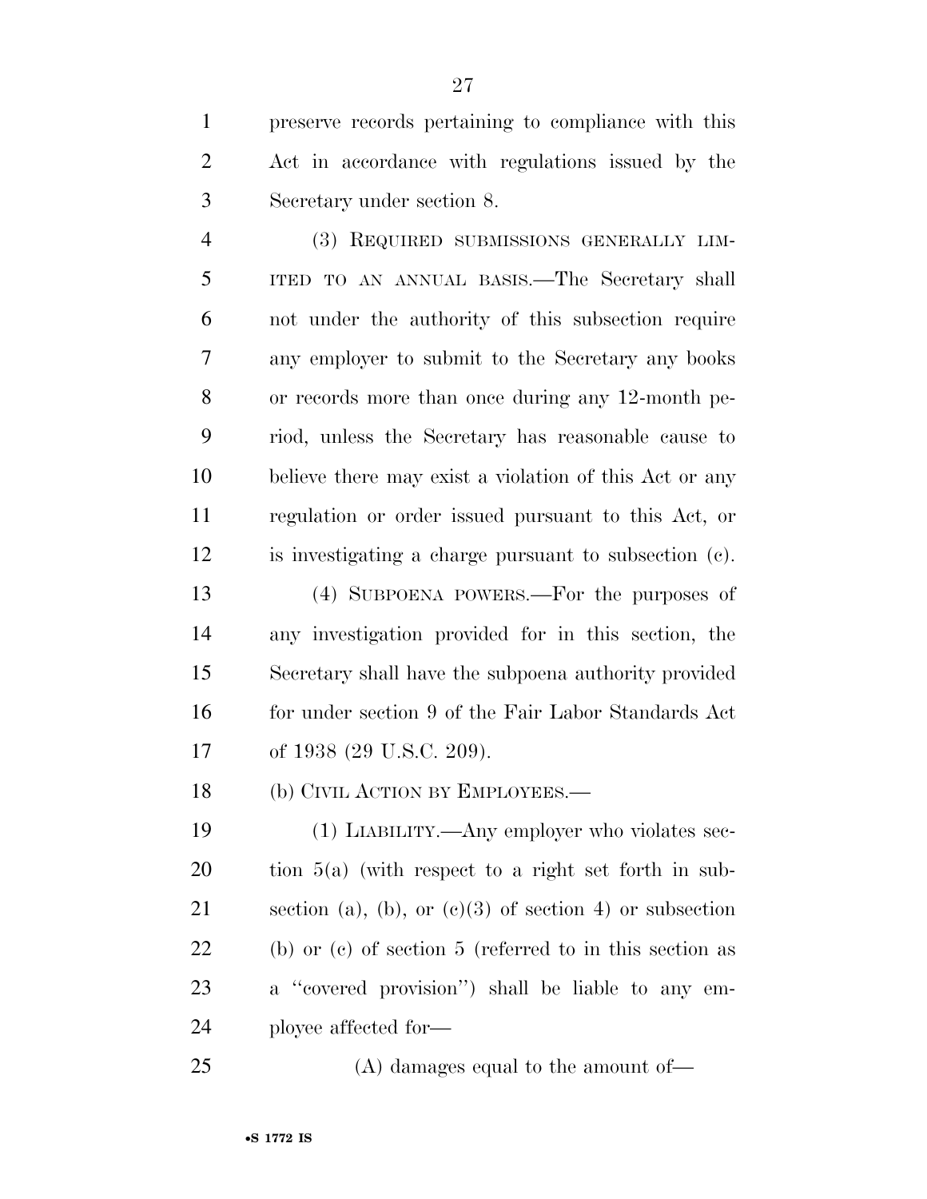preserve records pertaining to compliance with this Act in accordance with regulations issued by the Secretary under section 8.

(3) REQUIRED SUBMISSIONS GENERALLY LIMITED TO AN ANNUAL BASIS.—The Secretary shall not under the authority of this subsection require any employer to submit to the Secretary any books or records more than once during any 12-month period, unless the Secretary has reasonable cause to believe there may exist a violation of this Act or any regulation or order issued pursuant to this Act, or is investigating a charge pursuant to subsection (c).

(4) SUBPOENA POWERS.—For the purposes of any investigation provided for in this section, the Secretary shall have the subpoena authority provided for under section 9 of the Fair Labor Standards Act of 1938 (29 U.S.C. 209).

(b) CIVIL ACTION BY EMPLOYEES.—

(1) LIABILITY.—Any employer who violates section 5(a) (with respect to a right set forth in subsection (a), (b), or (c)(3) of section 4) or subsection (b) or (c) of section 5 (referred to in this section as a "covered provision") shall be liable to any employee affected for—

(A) damages equal to the amount of—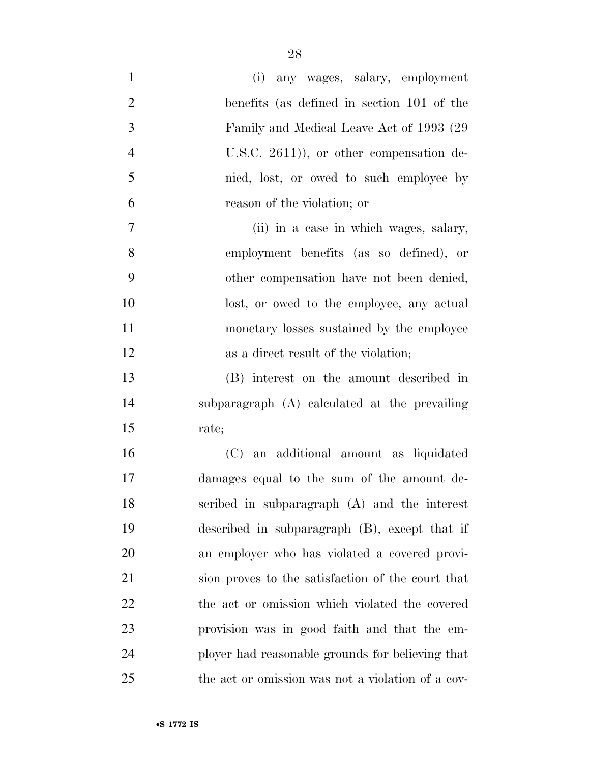(i) any wages, salary, employment benefits (as defined in section 101 of the Family and Medical Leave Act of 1993 (29 U.S.C. 2611)), or other compensation denied, lost, or owed to such employee by reason of the violation; or

(ii) in a case in which wages, salary, employment benefits (as so defined), or other compensation have not been denied, lost, or owed to the employee, any actual monetary losses sustained by the employee as a direct result of the violation;

(B) interest on the amount described in subparagraph (A) calculated at the prevailing rate;

(C) an additional amount as liquidated damages equal to the sum of the amount described in subparagraph (A) and the interest described in subparagraph (B), except that if an employer who has violated a covered provision proves to the satisfaction of the court that the act or omission which violated the covered provision was in good faith and that the employer had reasonable grounds for believing that the act or omission was not a violation of a cov-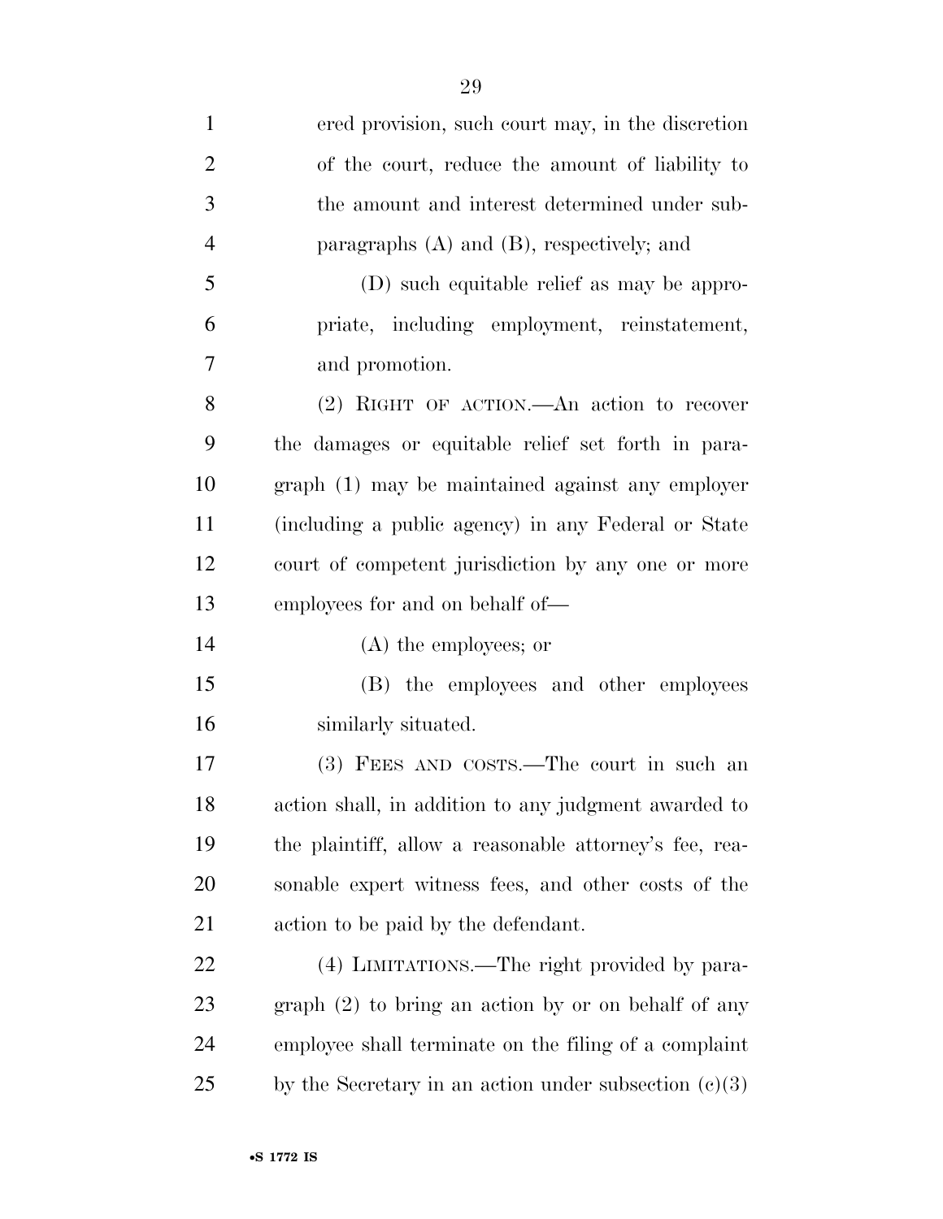ered provision, such court may, in the discretion of the court, reduce the amount of liability to the amount and interest determined under subparagraphs (A) and (B), respectively; and

(D) such equitable relief as may be appropriate, including employment, reinstatement, and promotion.

(2) RIGHT OF ACTION.—An action to recover the damages or equitable relief set forth in paragraph (1) may be maintained against any employer (including a public agency) in any Federal or State court of competent jurisdiction by any one or more employees for and on behalf of—

(A) the employees; or

(B) the employees and other employees similarly situated.

(3) FEES AND COSTS.—The court in such an action shall, in addition to any judgment awarded to the plaintiff, allow a reasonable attorney's fee, reasonable expert witness fees, and other costs of the action to be paid by the defendant.

(4) LIMITATIONS.—The right provided by paragraph (2) to bring an action by or on behalf of any employee shall terminate on the filing of a complaint by the Secretary in an action under subsection (c)(3)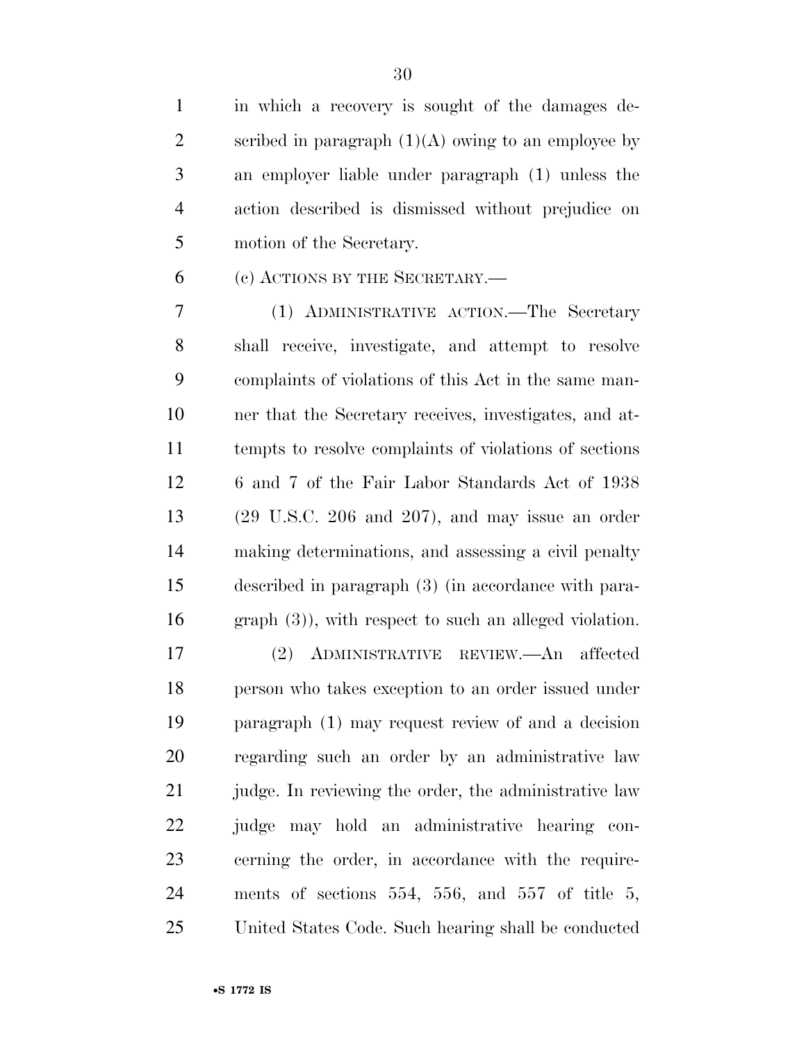in which a recovery is sought of the damages described in paragraph (1)(A) owing to an employee by an employer liable under paragraph (1) unless the action described is dismissed without prejudice on motion of the Secretary.

(c) ACTIONS BY THE SECRETARY.—

(1) ADMINISTRATIVE ACTION.—The Secretary shall receive, investigate, and attempt to resolve complaints of violations of this Act in the same manner that the Secretary receives, investigates, and attempts to resolve complaints of violations of sections 6 and 7 of the Fair Labor Standards Act of 1938 (29 U.S.C. 206 and 207), and may issue an order making determinations, and assessing a civil penalty described in paragraph (3) (in accordance with paragraph (3)), with respect to such an alleged violation.

(2) ADMINISTRATIVE REVIEW.—An affected person who takes exception to an order issued under paragraph (1) may request review of and a decision regarding such an order by an administrative law judge. In reviewing the order, the administrative law judge may hold an administrative hearing concerning the order, in accordance with the requirements of sections 554, 556, and 557 of title 5, United States Code. Such hearing shall be conducted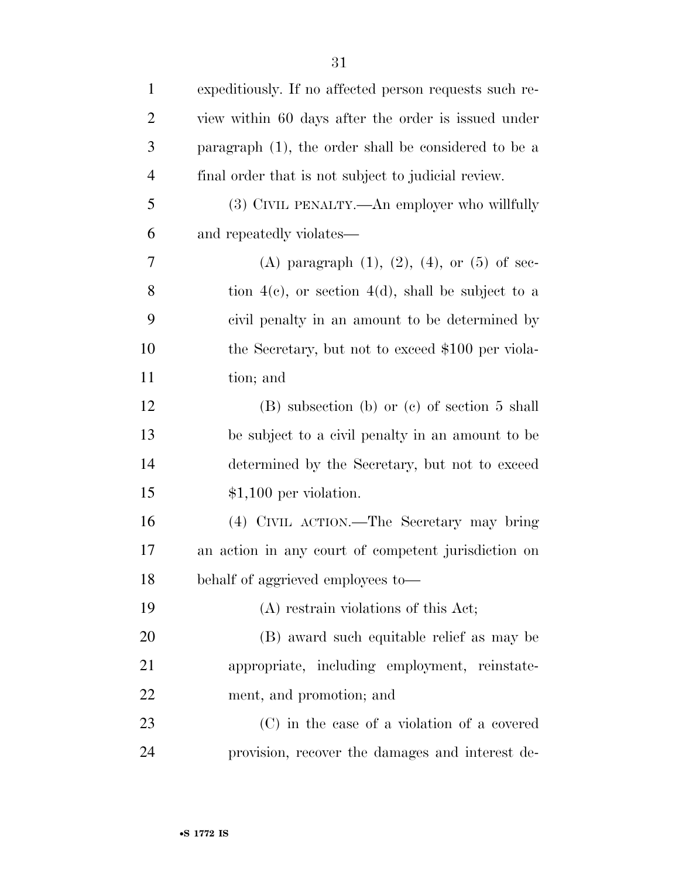expeditiously. If no affected person requests such review within 60 days after the order is issued under paragraph (1), the order shall be considered to be a final order that is not subject to judicial review.

(3) CIVIL PENALTY.—An employer who willfully and repeatedly violates—

(A) paragraph (1), (2), (4), or (5) of section 4(c), or section 4(d), shall be subject to a civil penalty in an amount to be determined by the Secretary, but not to exceed $100 per violation; and

(B) subsection (b) or (c) of section 5 shall be subject to a civil penalty in an amount to be determined by the Secretary, but not to exceed $1,100 per violation.

(4) CIVIL ACTION.—The Secretary may bring an action in any court of competent jurisdiction on behalf of aggrieved employees to—

(A) restrain violations of this Act;

(B) award such equitable relief as may be appropriate, including employment, reinstatement, and promotion; and

(C) in the case of a violation of a covered provision, recover the damages and interest de-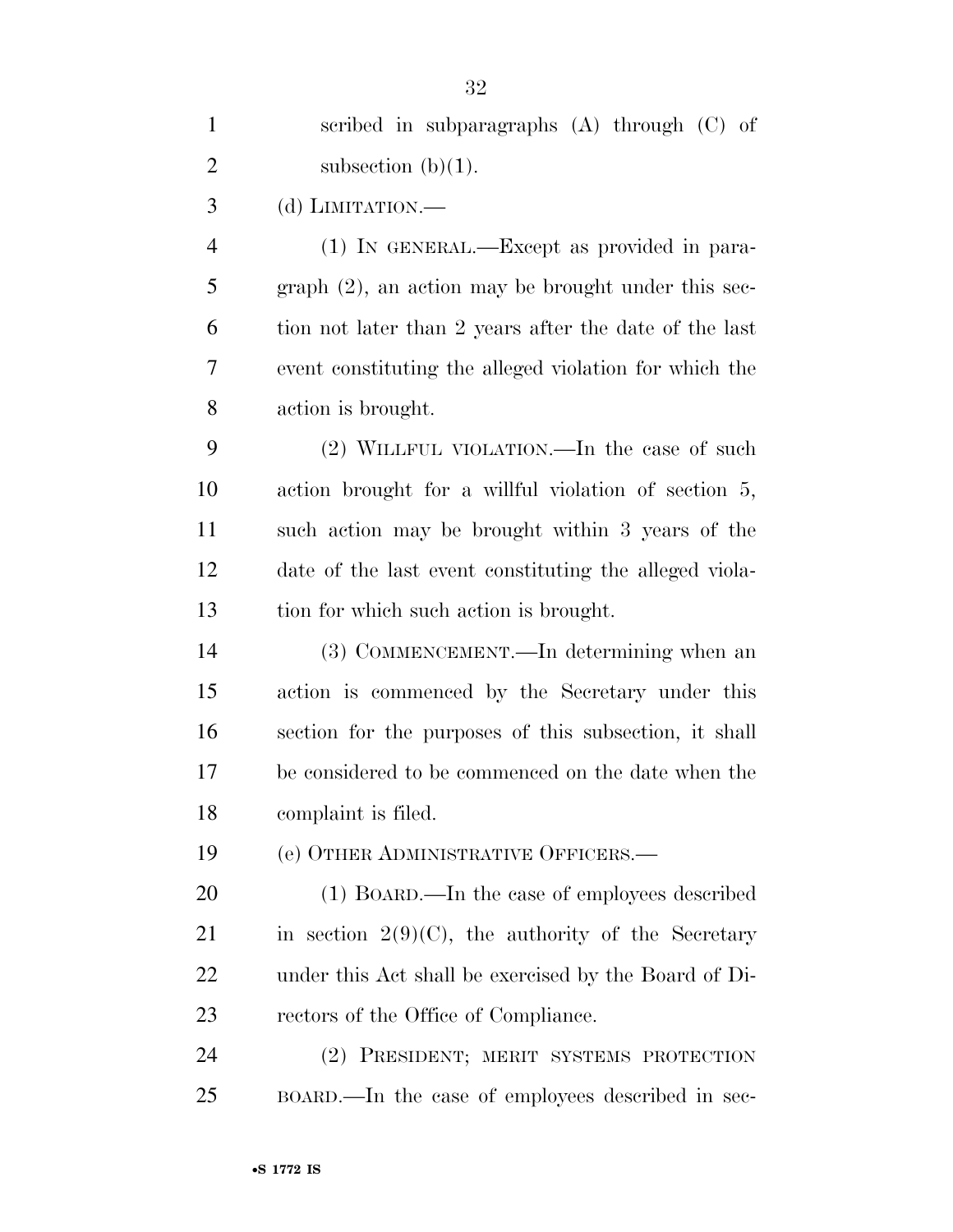scribed in subparagraphs (A) through (C) of subsection (b)(1).

(d) LIMITATION.—

(1) IN GENERAL.—Except as provided in paragraph (2), an action may be brought under this section not later than 2 years after the date of the last event constituting the alleged violation for which the action is brought.

(2) WILLFUL VIOLATION.—In the case of such action brought for a willful violation of section 5, such action may be brought within 3 years of the date of the last event constituting the alleged violation for which such action is brought.

(3) COMMENCEMENT.—In determining when an action is commenced by the Secretary under this section for the purposes of this subsection, it shall be considered to be commenced on the date when the complaint is filed.

(e) OTHER ADMINISTRATIVE OFFICERS.—

(1) BOARD.—In the case of employees described in section 2(9)(C), the authority of the Secretary under this Act shall be exercised by the Board of Directors of the Office of Compliance.

(2) PRESIDENT; MERIT SYSTEMS PROTECTION BOARD.—In the case of employees described in sec-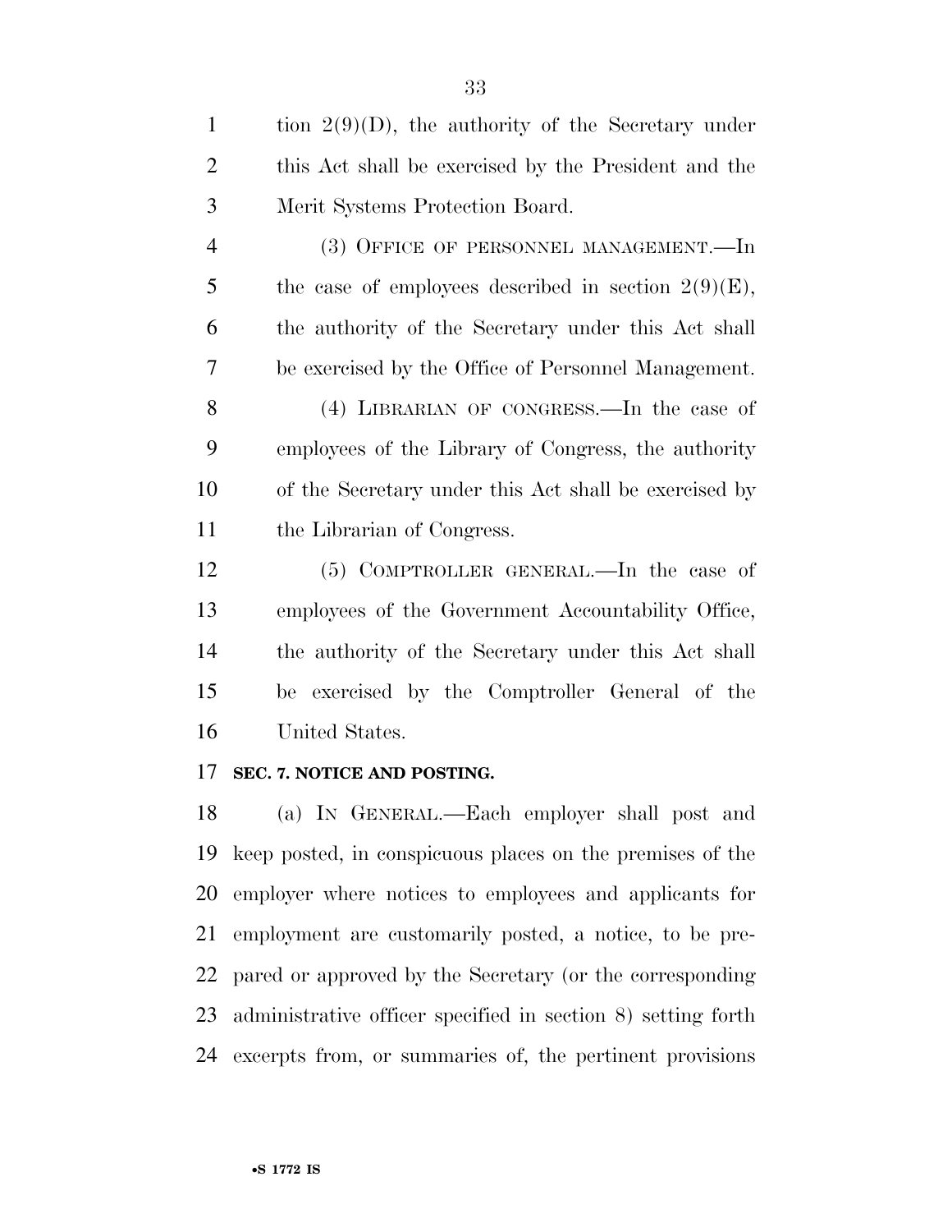tion 2(9)(D), the authority of the Secretary under this Act shall be exercised by the President and the Merit Systems Protection Board.

(3) OFFICE OF PERSONNEL MANAGEMENT.—In the case of employees described in section 2(9)(E), the authority of the Secretary under this Act shall be exercised by the Office of Personnel Management.

(4) LIBRARIAN OF CONGRESS.—In the case of employees of the Library of Congress, the authority of the Secretary under this Act shall be exercised by the Librarian of Congress.

(5) COMPTROLLER GENERAL.—In the case of employees of the Government Accountability Office, the authority of the Secretary under this Act shall be exercised by the Comptroller General of the United States.

**SEC. 7. NOTICE AND POSTING.**

(a) IN GENERAL.—Each employer shall post and keep posted, in conspicuous places on the premises of the employer where notices to employees and applicants for employment are customarily posted, a notice, to be prepared or approved by the Secretary (or the corresponding administrative officer specified in section 8) setting forth excerpts from, or summaries of, the pertinent provisions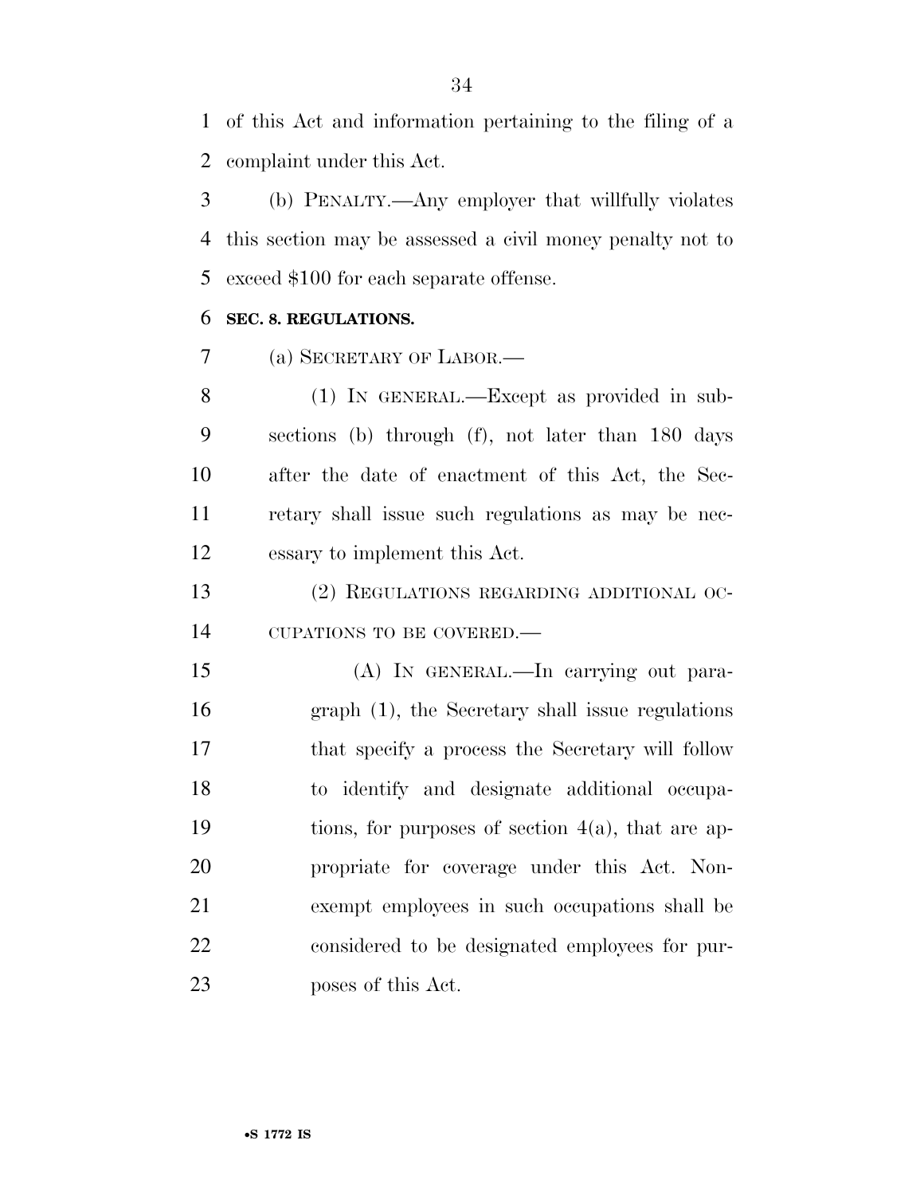of this Act and information pertaining to the filing of a complaint under this Act.

(b) PENALTY.—Any employer that willfully violates this section may be assessed a civil money penalty not to exceed $100 for each separate offense.

**SEC. 8. REGULATIONS.**

(a) SECRETARY OF LABOR.—

(1) IN GENERAL.—Except as provided in subsections (b) through (f), not later than 180 days after the date of enactment of this Act, the Secretary shall issue such regulations as may be necessary to implement this Act.

(2) REGULATIONS REGARDING ADDITIONAL OCCUPATIONS TO BE COVERED.—

(A) IN GENERAL.—In carrying out paragraph (1), the Secretary shall issue regulations that specify a process the Secretary will follow to identify and designate additional occupations, for purposes of section 4(a), that are appropriate for coverage under this Act. Nonexempt employees in such occupations shall be considered to be designated employees for purposes of this Act.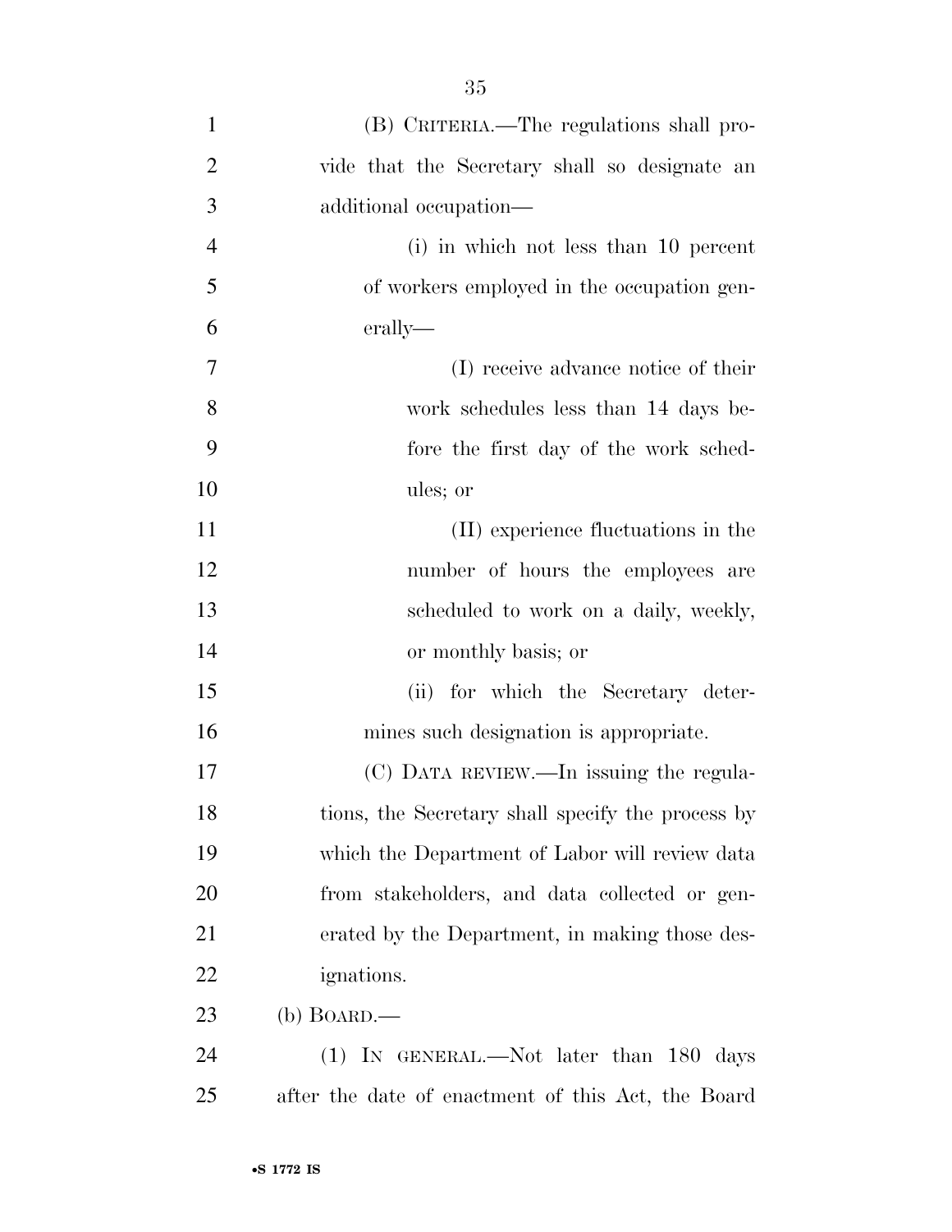(B) CRITERIA.—The regulations shall provide that the Secretary shall so designate an additional occupation—

(i) in which not less than 10 percent of workers employed in the occupation generally—

(I) receive advance notice of their work schedules less than 14 days before the first day of the work schedules; or

(II) experience fluctuations in the number of hours the employees are scheduled to work on a daily, weekly, or monthly basis; or

(ii) for which the Secretary determines such designation is appropriate.

(C) DATA REVIEW.—In issuing the regulations, the Secretary shall specify the process by which the Department of Labor will review data from stakeholders, and data collected or generated by the Department, in making those designations.

(b) BOARD.—

(1) IN GENERAL.—Not later than 180 days after the date of enactment of this Act, the Board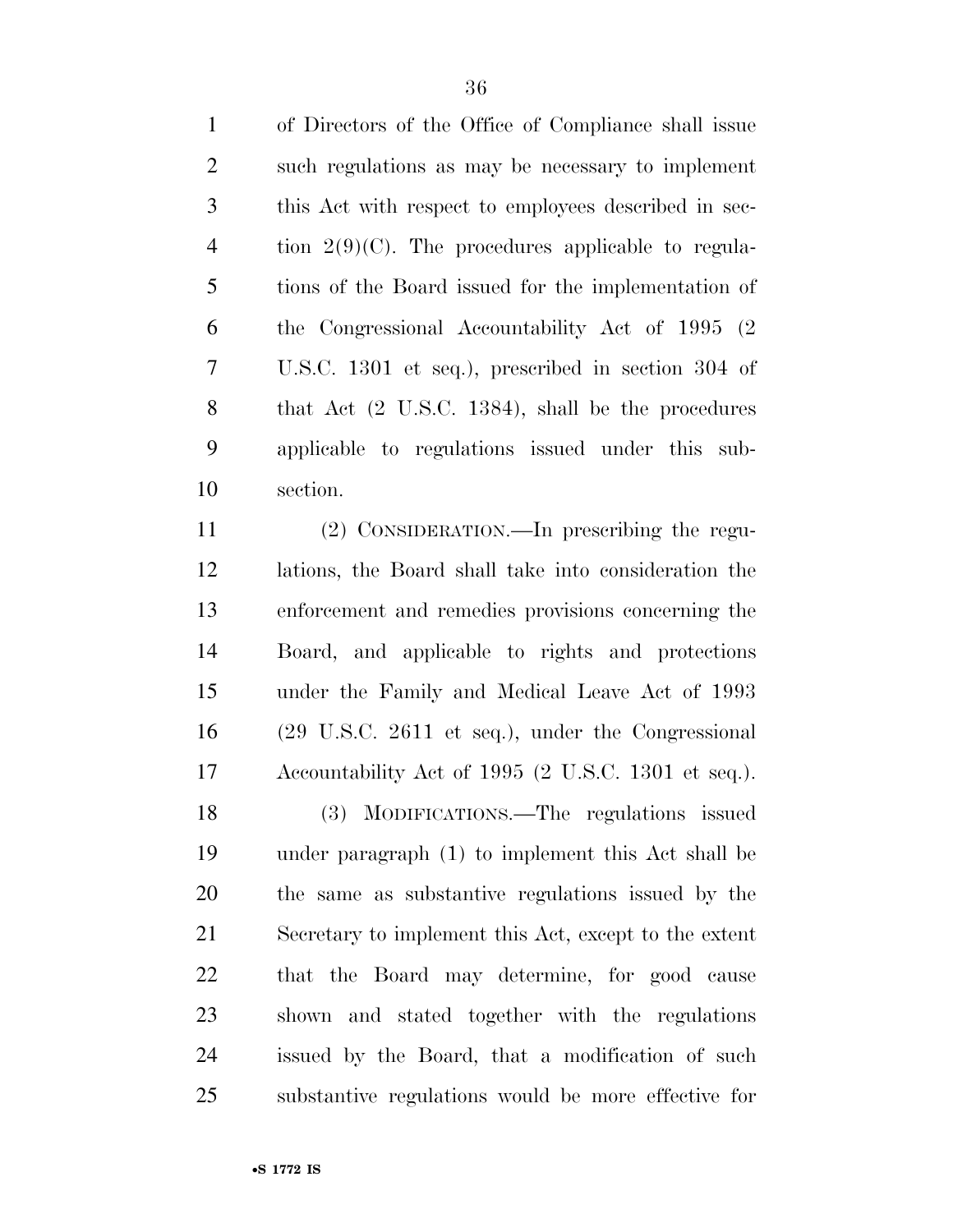of Directors of the Office of Compliance shall issue such regulations as may be necessary to implement this Act with respect to employees described in section 2(9)(C). The procedures applicable to regulations of the Board issued for the implementation of the Congressional Accountability Act of 1995 (2 U.S.C. 1301 et seq.), prescribed in section 304 of that Act (2 U.S.C. 1384), shall be the procedures applicable to regulations issued under this subsection.

(2) CONSIDERATION.—In prescribing the regulations, the Board shall take into consideration the enforcement and remedies provisions concerning the Board, and applicable to rights and protections under the Family and Medical Leave Act of 1993 (29 U.S.C. 2611 et seq.), under the Congressional Accountability Act of 1995 (2 U.S.C. 1301 et seq.).

(3) MODIFICATIONS.—The regulations issued under paragraph (1) to implement this Act shall be the same as substantive regulations issued by the Secretary to implement this Act, except to the extent that the Board may determine, for good cause shown and stated together with the regulations issued by the Board, that a modification of such substantive regulations would be more effective for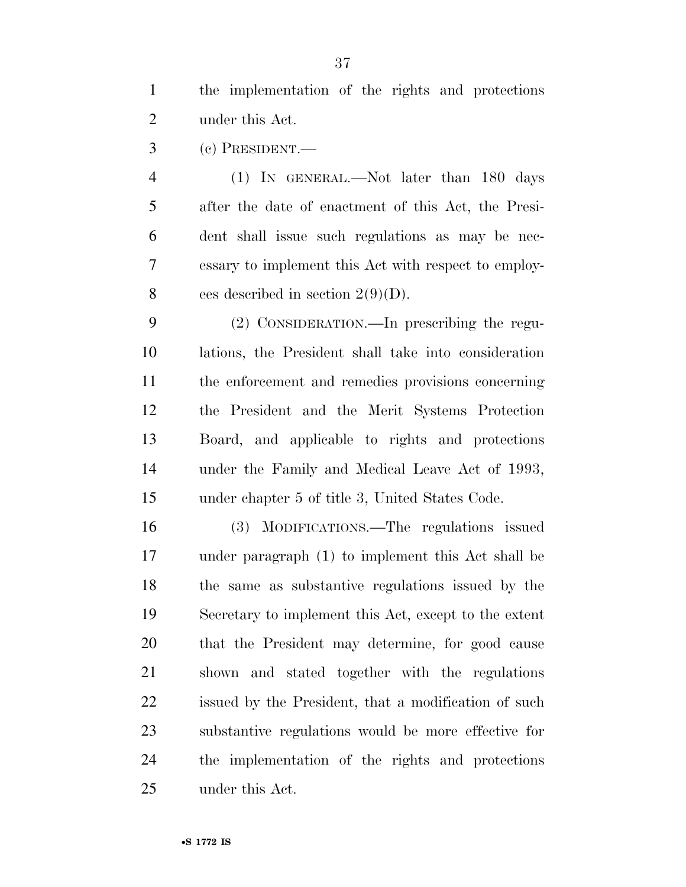the implementation of the rights and protections under this Act.

(c) PRESIDENT.—

(1) IN GENERAL.—Not later than 180 days after the date of enactment of this Act, the President shall issue such regulations as may be necessary to implement this Act with respect to employees described in section 2(9)(D).

(2) CONSIDERATION.—In prescribing the regulations, the President shall take into consideration the enforcement and remedies provisions concerning the President and the Merit Systems Protection Board, and applicable to rights and protections under the Family and Medical Leave Act of 1993, under chapter 5 of title 3, United States Code.

(3) MODIFICATIONS.—The regulations issued under paragraph (1) to implement this Act shall be the same as substantive regulations issued by the Secretary to implement this Act, except to the extent that the President may determine, for good cause shown and stated together with the regulations issued by the President, that a modification of such substantive regulations would be more effective for the implementation of the rights and protections under this Act.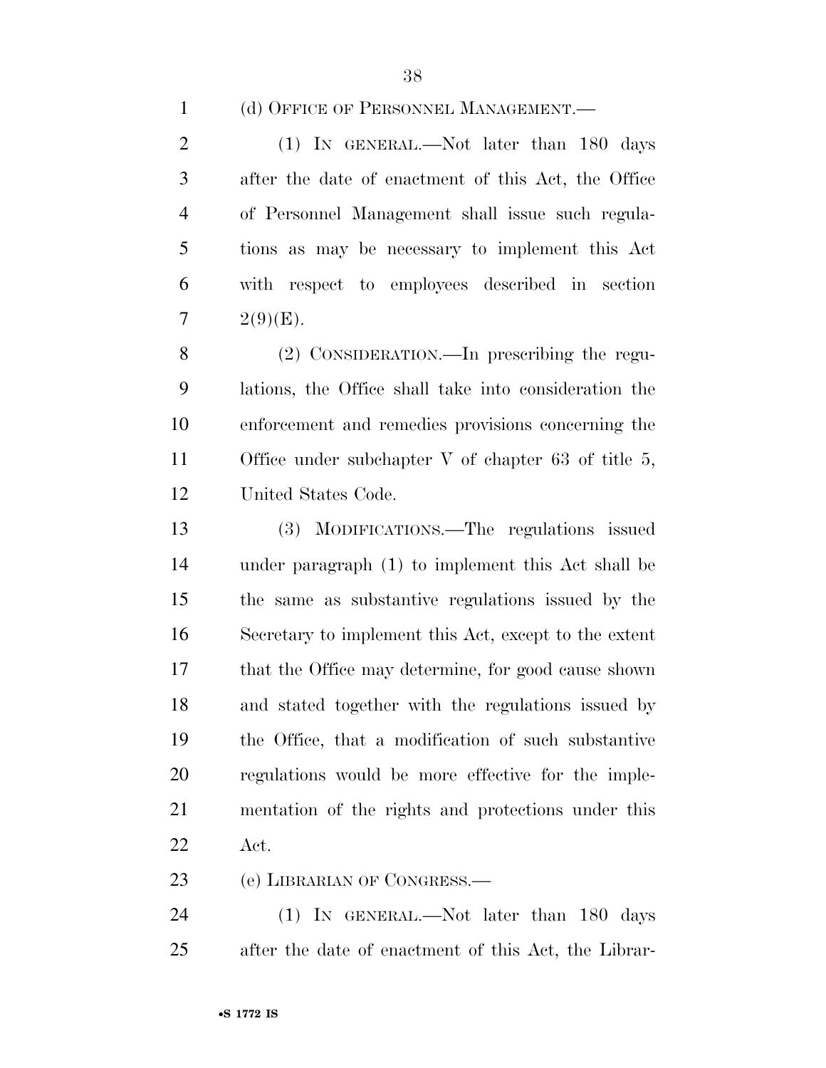(d) OFFICE OF PERSONNEL MANAGEMENT.—

(1) IN GENERAL.—Not later than 180 days after the date of enactment of this Act, the Office of Personnel Management shall issue such regulations as may be necessary to implement this Act with respect to employees described in section 2(9)(E).

(2) CONSIDERATION.—In prescribing the regulations, the Office shall take into consideration the enforcement and remedies provisions concerning the Office under subchapter V of chapter 63 of title 5, United States Code.

(3) MODIFICATIONS.—The regulations issued under paragraph (1) to implement this Act shall be the same as substantive regulations issued by the Secretary to implement this Act, except to the extent that the Office may determine, for good cause shown and stated together with the regulations issued by the Office, that a modification of such substantive regulations would be more effective for the implementation of the rights and protections under this Act.

(e) LIBRARIAN OF CONGRESS.—

(1) IN GENERAL.—Not later than 180 days after the date of enactment of this Act, the Librar-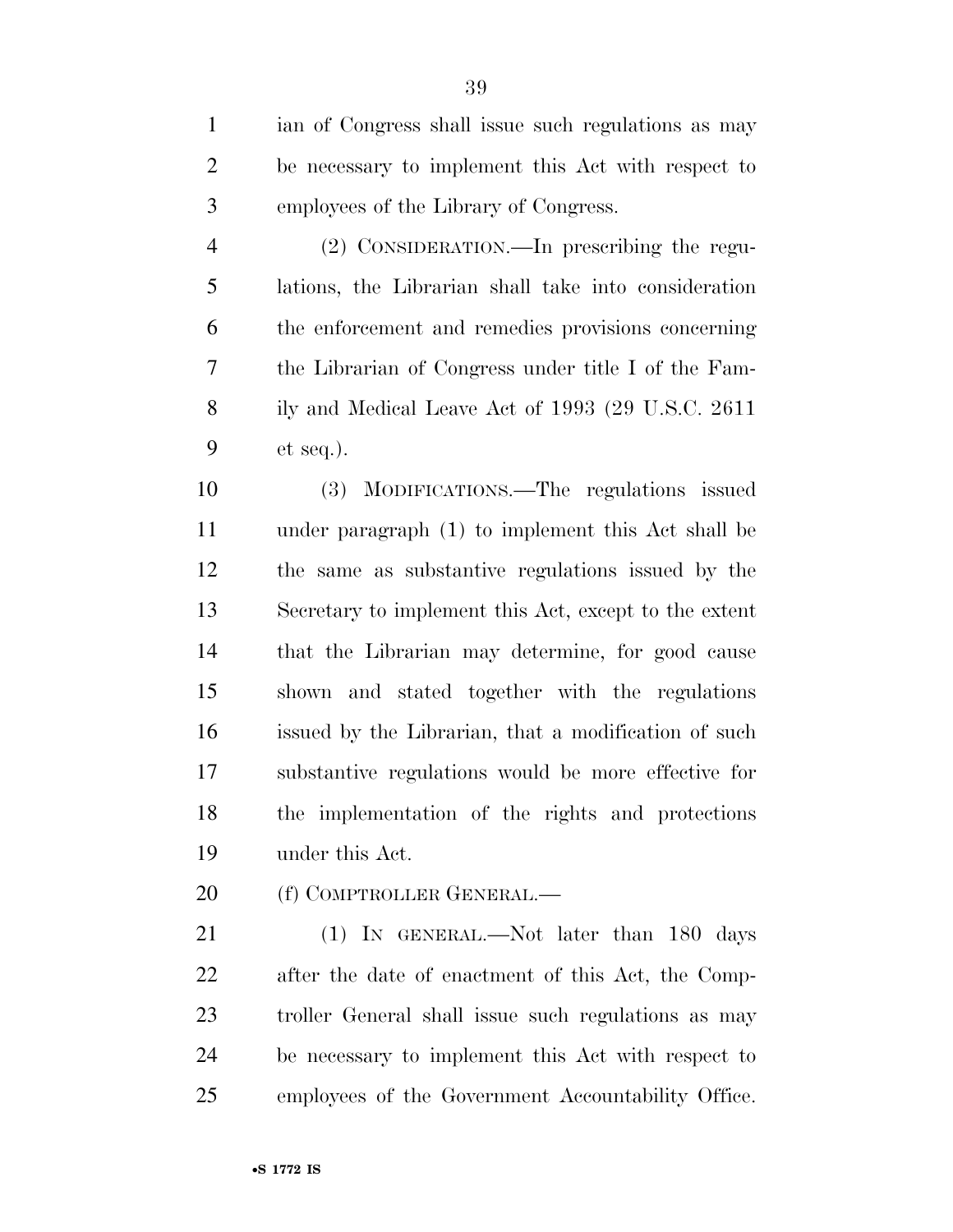ian of Congress shall issue such regulations as may be necessary to implement this Act with respect to employees of the Library of Congress.

(2) CONSIDERATION.—In prescribing the regulations, the Librarian shall take into consideration the enforcement and remedies provisions concerning the Librarian of Congress under title I of the Family and Medical Leave Act of 1993 (29 U.S.C. 2611 et seq.).

(3) MODIFICATIONS.—The regulations issued under paragraph (1) to implement this Act shall be the same as substantive regulations issued by the Secretary to implement this Act, except to the extent that the Librarian may determine, for good cause shown and stated together with the regulations issued by the Librarian, that a modification of such substantive regulations would be more effective for the implementation of the rights and protections under this Act.

(f) COMPTROLLER GENERAL.—

(1) IN GENERAL.—Not later than 180 days after the date of enactment of this Act, the Comptroller General shall issue such regulations as may be necessary to implement this Act with respect to employees of the Government Accountability Office.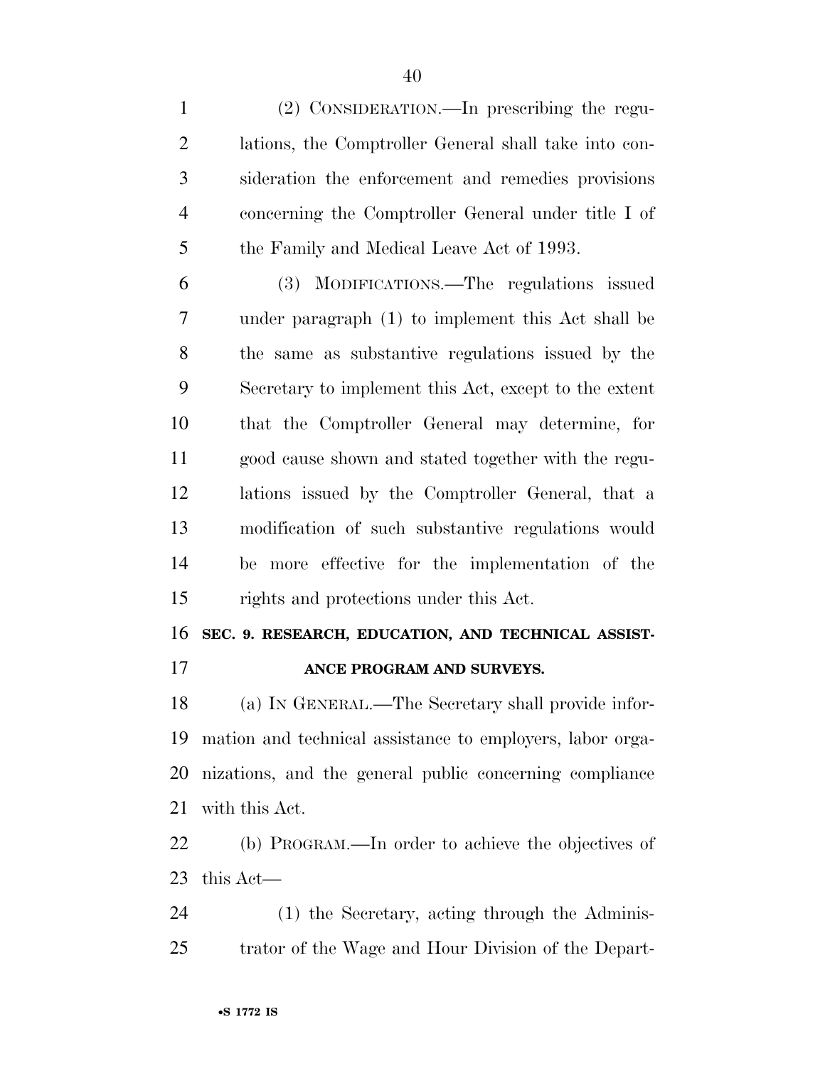(2) CONSIDERATION.—In prescribing the regulations, the Comptroller General shall take into consideration the enforcement and remedies provisions concerning the Comptroller General under title I of the Family and Medical Leave Act of 1993.

(3) MODIFICATIONS.—The regulations issued under paragraph (1) to implement this Act shall be the same as substantive regulations issued by the Secretary to implement this Act, except to the extent that the Comptroller General may determine, for good cause shown and stated together with the regulations issued by the Comptroller General, that a modification of such substantive regulations would be more effective for the implementation of the rights and protections under this Act.

## SEC. 9. RESEARCH, EDUCATION, AND TECHNICAL ASSISTANCE PROGRAM AND SURVEYS.

(a) IN GENERAL.—The Secretary shall provide information and technical assistance to employers, labor organizations, and the general public concerning compliance with this Act.

(b) PROGRAM.—In order to achieve the objectives of this Act—

(1) the Secretary, acting through the Administrator of the Wage and Hour Division of the Depart-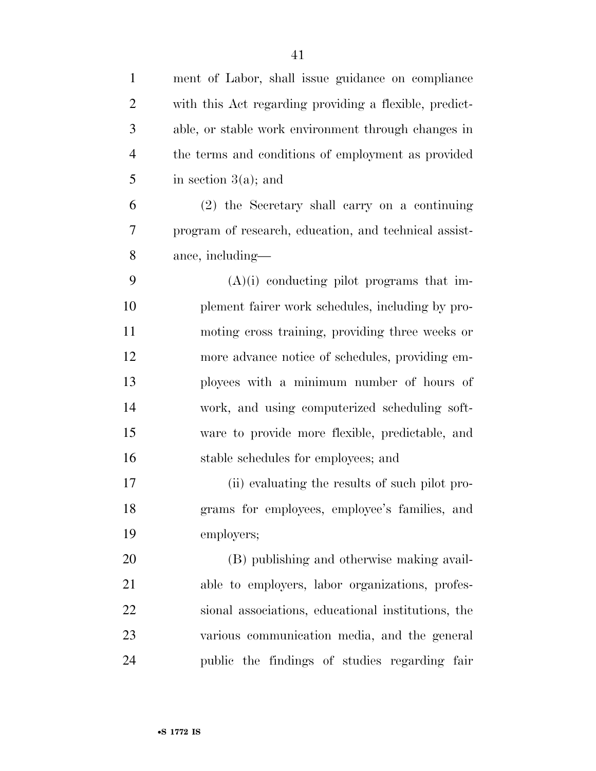ment of Labor, shall issue guidance on compliance with this Act regarding providing a flexible, predictable, or stable work environment through changes in the terms and conditions of employment as provided in section 3(a); and

(2) the Secretary shall carry on a continuing program of research, education, and technical assistance, including—

(A)(i) conducting pilot programs that implement fairer work schedules, including by promoting cross training, providing three weeks or more advance notice of schedules, providing employees with a minimum number of hours of work, and using computerized scheduling software to provide more flexible, predictable, and stable schedules for employees; and

(ii) evaluating the results of such pilot programs for employees, employee's families, and employers;

(B) publishing and otherwise making available to employers, labor organizations, professional associations, educational institutions, the various communication media, and the general public the findings of studies regarding fair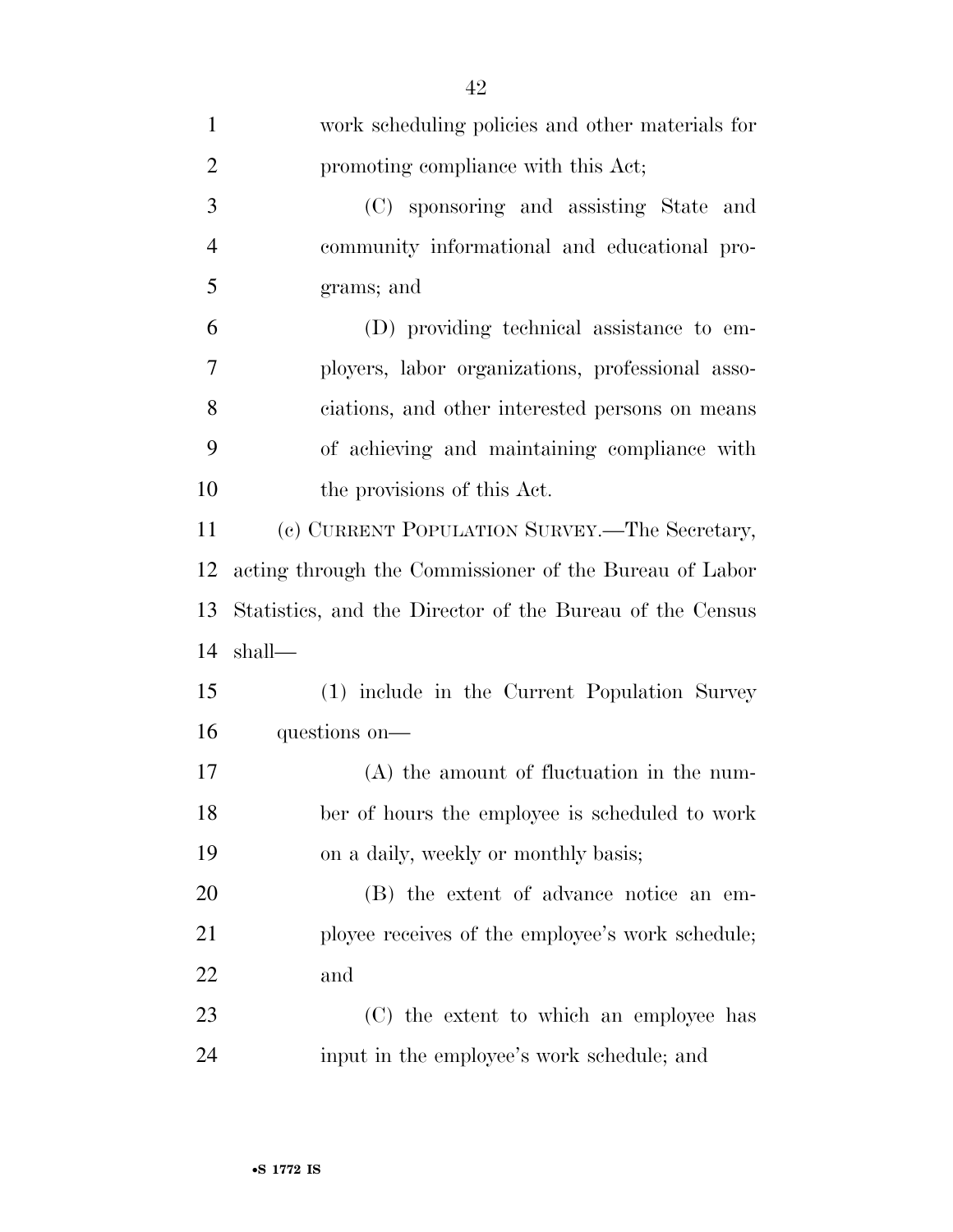work scheduling policies and other materials for promoting compliance with this Act;

(C) sponsoring and assisting State and community informational and educational programs; and

(D) providing technical assistance to employers, labor organizations, professional associations, and other interested persons on means of achieving and maintaining compliance with the provisions of this Act.

(c) CURRENT POPULATION SURVEY.—The Secretary, acting through the Commissioner of the Bureau of Labor Statistics, and the Director of the Bureau of the Census shall—

(1) include in the Current Population Survey questions on—

(A) the amount of fluctuation in the number of hours the employee is scheduled to work on a daily, weekly or monthly basis;

(B) the extent of advance notice an employee receives of the employee's work schedule; and

(C) the extent to which an employee has input in the employee's work schedule; and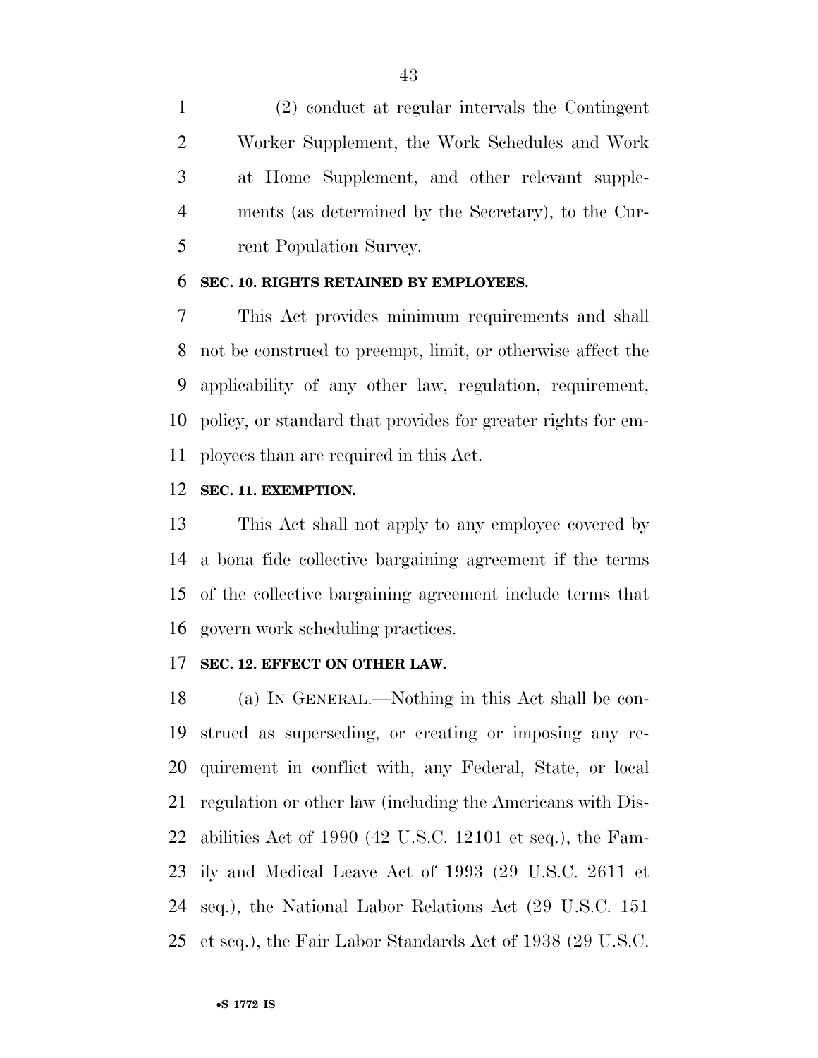(2) conduct at regular intervals the Contingent Worker Supplement, the Work Schedules and Work at Home Supplement, and other relevant supplements (as determined by the Secretary), to the Current Population Survey.

**SEC. 10. RIGHTS RETAINED BY EMPLOYEES.**

This Act provides minimum requirements and shall not be construed to preempt, limit, or otherwise affect the applicability of any other law, regulation, requirement, policy, or standard that provides for greater rights for employees than are required in this Act.

**SEC. 11. EXEMPTION.**

This Act shall not apply to any employee covered by a bona fide collective bargaining agreement if the terms of the collective bargaining agreement include terms that govern work scheduling practices.

**SEC. 12. EFFECT ON OTHER LAW.**

(a) IN GENERAL.—Nothing in this Act shall be construed as superseding, or creating or imposing any requirement in conflict with, any Federal, State, or local regulation or other law (including the Americans with Disabilities Act of 1990 (42 U.S.C. 12101 et seq.), the Family and Medical Leave Act of 1993 (29 U.S.C. 2611 et seq.), the National Labor Relations Act (29 U.S.C. 151 et seq.), the Fair Labor Standards Act of 1938 (29 U.S.C.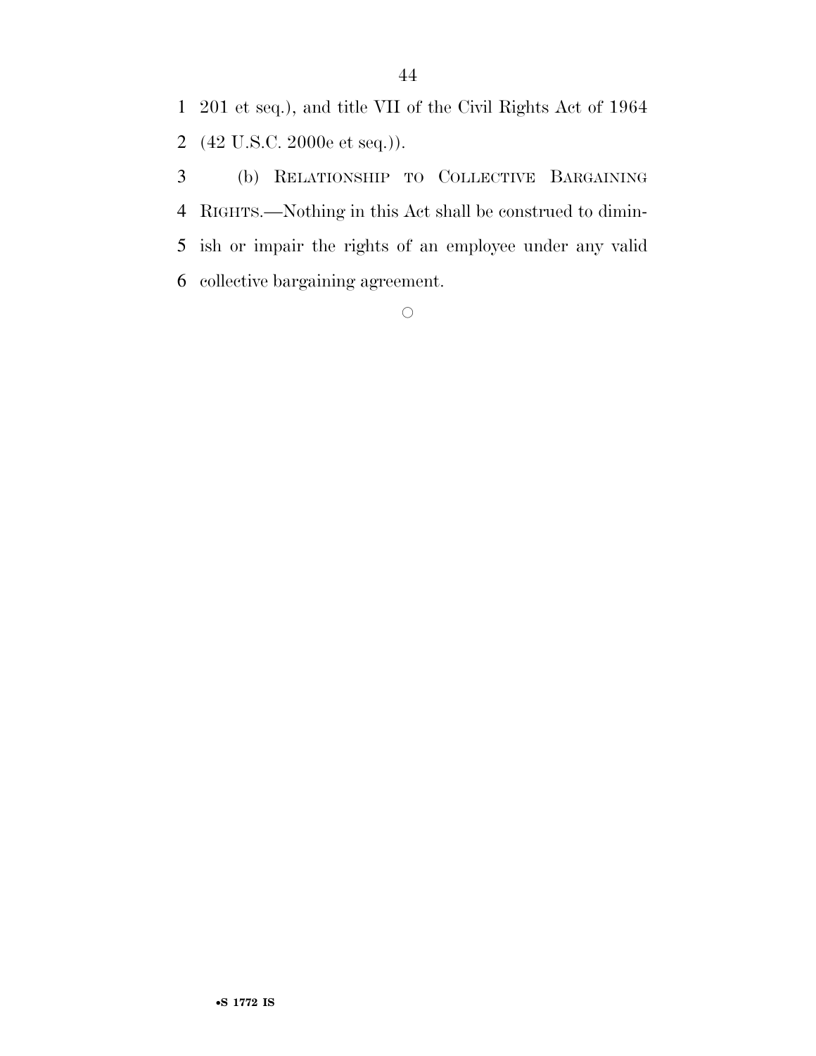201 et seq.), and title VII of the Civil Rights Act of 1964 (42 U.S.C. 2000e et seq.)).

(b) RELATIONSHIP TO COLLECTIVE BARGAINING RIGHTS.—Nothing in this Act shall be construed to diminish or impair the rights of an employee under any valid collective bargaining agreement.

○